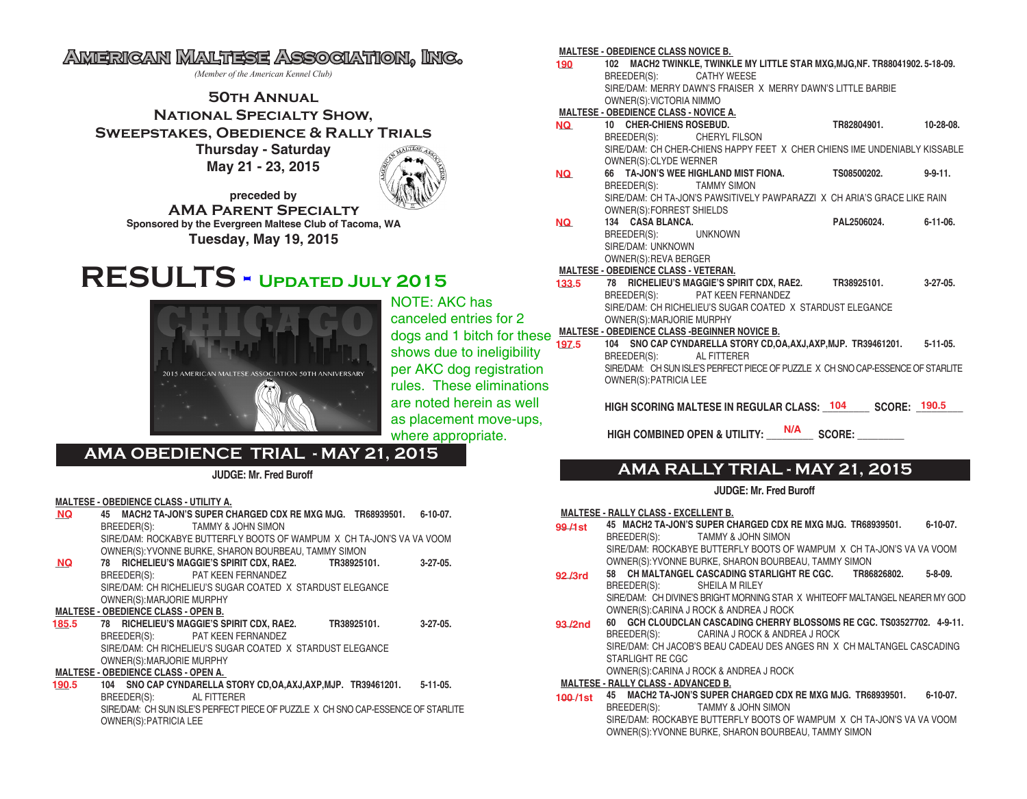# American Maltese Association, Inc.

*(Member of the American Kennel Club)*

## 50th Annual National Specialty Show, Sweepstakes, Obedience & Rally Trials

**Thursday - Saturday**
**May 21 - 23, 2015**

**preceded by**
**AMA Parent Specialty**
**Sponsored by the Evergreen Maltese Club of Tacoma, WA**
**Tuesday, May 19, 2015**

# RESULTS - Updated July 2015

NOTE: AKC has canceled entries for 2 dogs and 1 bitch for these shows due to ineligibility per AKC dog registration rules. These eliminations are noted herein as well as placement move-ups, where appropriate.

## AMA OBEDIENCE TRIAL - MAY 21, 2015

**JUDGE: Mr. Fred Buroff**

**MALTESE - OBEDIENCE CLASS - UTILITY A.**

**NQ** — **45 MACH2 TA-JON'S SUPER CHARGED CDX RE MXG MJG. TR68939501. 6-10-07.**
BREEDER(S): TAMMY & JOHN SIMON
SIRE/DAM: ROCKABYE BUTTERFLY BOOTS OF WAMPUM X CH TA-JON'S VA VA VOOM
OWNER(S):YVONNE BURKE, SHARON BOURBEAU, TAMMY SIMON

**NQ** — **78 RICHELIEU'S MAGGIE'S SPIRIT CDX, RAE2. TR38925101. 3-27-05.**
BREEDER(S): PAT KEEN FERNANDEZ
SIRE/DAM: CH RICHELIEU'S SUGAR COATED X STARDUST ELEGANCE
OWNER(S):MARJORIE MURPHY

**MALTESE - OBEDIENCE CLASS - OPEN B.**

**185.5** — **78 RICHELIEU'S MAGGIE'S SPIRIT CDX, RAE2. TR38925101. 3-27-05.**
BREEDER(S): PAT KEEN FERNANDEZ
SIRE/DAM: CH RICHELIEU'S SUGAR COATED X STARDUST ELEGANCE
OWNER(S):MARJORIE MURPHY

**MALTESE - OBEDIENCE CLASS - OPEN A.**

**190.5** — **104 SNO CAP CYNDARELLA STORY CD,OA,AXJ,AXP,MJP. TR39461201. 5-11-05.**
BREEDER(S): AL FITTERER
SIRE/DAM: CH SUN ISLE'S PERFECT PIECE OF PUZZLE X CH SNO CAP-ESSENCE OF STARLITE
OWNER(S):PATRICIA LEE

**MALTESE - OBEDIENCE CLASS NOVICE B.**

**190** — **102 MACH2 TWINKLE, TWINKLE MY LITTLE STAR MXG,MJG,NF. TR88041902. 5-18-09.**
BREEDER(S): CATHY WEESE
SIRE/DAM: MERRY DAWN'S FRAISER X MERRY DAWN'S LITTLE BARBIE
OWNER(S):VICTORIA NIMMO

**MALTESE - OBEDIENCE CLASS - NOVICE A.**

**NQ** — **10 CHER-CHIENS ROSEBUD. TR82804901. 10-28-08.**
BREEDER(S): CHERYL FILSON
SIRE/DAM: CH CHER-CHIENS HAPPY FEET X CHER CHIENS IME UNDENIABLY KISSABLE
OWNER(S):CLYDE WERNER

**NQ** — **66 TA-JON'S WEE HIGHLAND MIST FIONA. TS08500202. 9-9-11.**
BREEDER(S): TAMMY SIMON
SIRE/DAM: CH TA-JON'S PAWSITIVELY PAWPARAZZI X CH ARIA'S GRACE LIKE RAIN
OWNER(S):FORREST SHIELDS

**NQ** — **134 CASA BLANCA. PAL2506024. 6-11-06.**
BREEDER(S): UNKNOWN
SIRE/DAM: UNKNOWN
OWNER(S):REVA BERGER

**MALTESE - OBEDIENCE CLASS - VETERAN.**

**133.5** — **78 RICHELIEU'S MAGGIE'S SPIRIT CDX, RAE2. TR38925101. 3-27-05.**
BREEDER(S): PAT KEEN FERNANDEZ
SIRE/DAM: CH RICHELIEU'S SUGAR COATED X STARDUST ELEGANCE
OWNER(S):MARJORIE MURPHY

**MALTESE - OBEDIENCE CLASS -BEGINNER NOVICE B.**

**197.5** — **104 SNO CAP CYNDARELLA STORY CD,OA,AXJ,AXP,MJP. TR39461201. 5-11-05.**
BREEDER(S): AL FITTERER
SIRE/DAM: CH SUN ISLE'S PERFECT PIECE OF PUZZLE X CH SNO CAP-ESSENCE OF STARLITE
OWNER(S):PATRICIA LEE

**HIGH SCORING MALTESE IN REGULAR CLASS: 104 SCORE: 190.5**

**HIGH COMBINED OPEN & UTILITY: N/A SCORE: ________**

## AMA RALLY TRIAL - MAY 21, 2015

**JUDGE: Mr. Fred Buroff**

**MALTESE - RALLY CLASS - EXCELLENT B.**

**99 /1st** — **45 MACH2 TA-JON'S SUPER CHARGED CDX RE MXG MJG. TR68939501. 6-10-07.**
BREEDER(S): TAMMY & JOHN SIMON
SIRE/DAM: ROCKABYE BUTTERFLY BOOTS OF WAMPUM X CH TA-JON'S VA VA VOOM
OWNER(S):YVONNE BURKE, SHARON BOURBEAU, TAMMY SIMON

**92 /3rd** — **58 CH MALTANGEL CASCADING STARLIGHT RE CGC. TR86826802. 5-8-09.**
BREEDER(S): SHEILA M RILEY
SIRE/DAM: CH DIVINE'S BRIGHT MORNING STAR X WHITEOFF MALTANGEL NEARER MY GOD
OWNER(S):CARINA J ROCK & ANDREA J ROCK

**93 /2nd** — **60 GCH CLOUDCLAN CASCADING CHERRY BLOSSOMS RE CGC. TS03527702. 4-9-11.**
BREEDER(S): CARINA J ROCK & ANDREA J ROCK
SIRE/DAM: CH JACOB'S BEAU CADEAU DES ANGES RN X CH MALTANGEL CASCADING STARLIGHT RE CGC
OWNER(S):CARINA J ROCK & ANDREA J ROCK

**MALTESE - RALLY CLASS - ADVANCED B.**

**100 /1st** — **45 MACH2 TA-JON'S SUPER CHARGED CDX RE MXG MJG. TR68939501. 6-10-07.**
BREEDER(S): TAMMY & JOHN SIMON
SIRE/DAM: ROCKABYE BUTTERFLY BOOTS OF WAMPUM X CH TA-JON'S VA VA VOOM
OWNER(S):YVONNE BURKE, SHARON BOURBEAU, TAMMY SIMON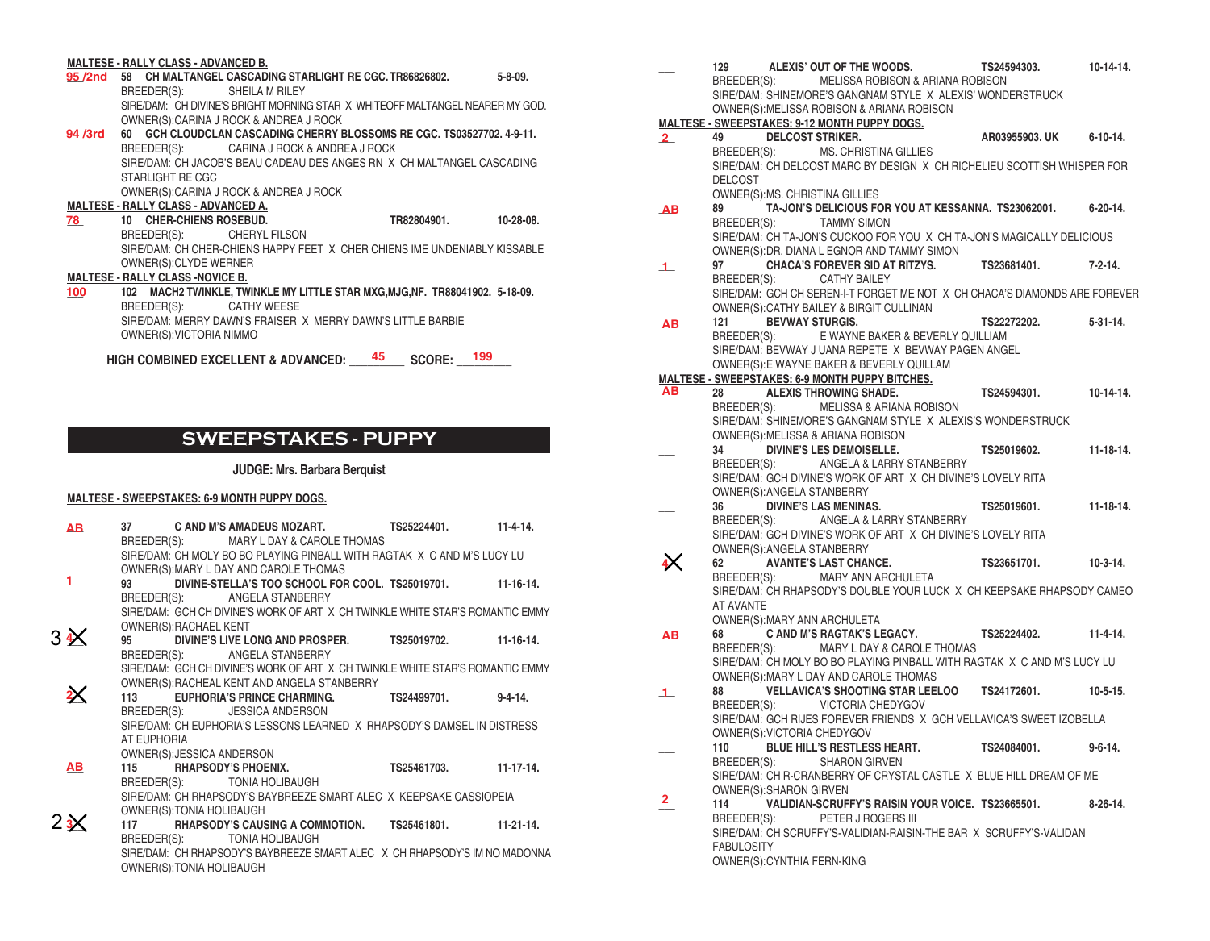**MALTESE - RALLY CLASS - ADVANCED B.**

95 /2nd 58 CH MALTANGEL CASCADING STARLIGHT RE CGC. TR86826802. 5-8-09.
BREEDER(S): SHEILA M RILEY
SIRE/DAM: CH DIVINE'S BRIGHT MORNING STAR X WHITEOFF MALTANGEL NEARER MY GOD.
OWNER(S):CARINA J ROCK & ANDREA J ROCK

94 /3rd 60 GCH CLOUDCLAN CASCADING CHERRY BLOSSOMS RE CGC. TS03527702. 4-9-11.
BREEDER(S): CARINA J ROCK & ANDREA J ROCK
SIRE/DAM: CH JACOB'S BEAU CADEAU DES ANGES RN X CH MALTANGEL CASCADING STARLIGHT RE CGC
OWNER(S):CARINA J ROCK & ANDREA J ROCK

**MALTESE - RALLY CLASS - ADVANCED A.**

78 10 CHER-CHIENS ROSEBUD. TR82804901. 10-28-08.
BREEDER(S): CHERYL FILSON
SIRE/DAM: CH CHER-CHIENS HAPPY FEET X CHER CHIENS IME UNDENIABLY KISSABLE
OWNER(S):CLYDE WERNER

**MALTESE - RALLY CLASS -NOVICE B.**

100 102 MACH2 TWINKLE, TWINKLE MY LITTLE STAR MXG,MJG,NF. TR88041902. 5-18-09.
BREEDER(S): CATHY WEESE
SIRE/DAM: MERRY DAWN'S FRAISER X MERRY DAWN'S LITTLE BARBIE
OWNER(S):VICTORIA NIMMO

**HIGH COMBINED EXCELLENT & ADVANCED:** 45 **SCORE:** 199

## SWEEPSTAKES - PUPPY

**JUDGE: Mrs. Barbara Berquist**

**MALTESE - SWEEPSTAKES: 6-9 MONTH PUPPY DOGS.**

AB 37 C AND M'S AMADEUS MOZART. TS25224401. 11-4-14.
BREEDER(S): MARY L DAY & CAROLE THOMAS
SIRE/DAM: CH MOLY BO BO PLAYING PINBALL WITH RAGTAK X C AND M'S LUCY LU
OWNER(S):MARY L DAY AND CAROLE THOMAS

1 93 DIVINE-STELLA'S TOO SCHOOL FOR COOL. TS25019701. 11-16-14.
BREEDER(S): ANGELA STANBERRY
SIRE/DAM: GCH CH DIVINE'S WORK OF ART X CH TWINKLE WHITE STAR'S ROMANTIC EMMY
OWNER(S):RACHAEL KENT

3 ~~4~~ 95 DIVINE'S LIVE LONG AND PROSPER. TS25019702. 11-16-14.
BREEDER(S): ANGELA STANBERRY
SIRE/DAM: GCH CH DIVINE'S WORK OF ART X CH TWINKLE WHITE STAR'S ROMANTIC EMMY
OWNER(S):RACHEAL KENT AND ANGELA STANBERRY

~~2~~ 113 EUPHORIA'S PRINCE CHARMING. TS24499701. 9-4-14.
BREEDER(S): JESSICA ANDERSON
SIRE/DAM: CH EUPHORIA'S LESSONS LEARNED X RHAPSODY'S DAMSEL IN DISTRESS AT EUPHORIA
OWNER(S):JESSICA ANDERSON

AB 115 RHAPSODY'S PHOENIX. TS25461703. 11-17-14.
BREEDER(S): TONIA HOLIBAUGH
SIRE/DAM: CH RHAPSODY'S BAYBREEZE SMART ALEC X KEEPSAKE CASSIOPEIA
OWNER(S):TONIA HOLIBAUGH

2 ~~3~~ 117 RHAPSODY'S CAUSING A COMMOTION. TS25461801. 11-21-14.
BREEDER(S): TONIA HOLIBAUGH
SIRE/DAM: CH RHAPSODY'S BAYBREEZE SMART ALEC X CH RHAPSODY'S IM NO MADONNA
OWNER(S):TONIA HOLIBAUGH

129 ALEXIS' OUT OF THE WOODS. TS24594303. 10-14-14.
BREEDER(S): MELISSA ROBISON & ARIANA ROBISON
SIRE/DAM: SHINEMORE'S GANGNAM STYLE X ALEXIS' WONDERSTRUCK
OWNER(S):MELISSA ROBISON & ARIANA ROBISON

**MALTESE - SWEEPSTAKES: 9-12 MONTH PUPPY DOGS.**

2 49 DELCOST STRIKER. AR03955903. UK 6-10-14.
BREEDER(S): MS. CHRISTINA GILLIES
SIRE/DAM: CH DELCOST MARC BY DESIGN X CH RICHELIEU SCOTTISH WHISPER FOR DELCOST
OWNER(S):MS. CHRISTINA GILLIES

AB 89 TA-JON'S DELICIOUS FOR YOU AT KESSANNA. TS23062001. 6-20-14.
BREEDER(S): TAMMY SIMON
SIRE/DAM: CH TA-JON'S CUCKOO FOR YOU X CH TA-JON'S MAGICALLY DELICIOUS
OWNER(S):DR. DIANA L EGNOR AND TAMMY SIMON

1 97 CHACA'S FOREVER SID AT RITZYS. TS23681401. 7-2-14.
BREEDER(S): CATHY BAILEY
SIRE/DAM: GCH CH SEREN-I-T FORGET ME NOT X CH CHACA'S DIAMONDS ARE FOREVER
OWNER(S):CATHY BAILEY & BIRGIT CULLINAN

AB 121 BEVWAY STURGIS. TS22272202. 5-31-14.
BREEDER(S): E WAYNE BAKER & BEVERLY QUILLIAM
SIRE/DAM: BEVWAY J UANA REPETE X BEVWAY PAGEN ANGEL
OWNER(S):E WAYNE BAKER & BEVERLY QUILLAM

**MALTESE - SWEEPSTAKES: 6-9 MONTH PUPPY BITCHES.**

AB 28 ALEXIS THROWING SHADE. TS24594301. 10-14-14.
BREEDER(S): MELISSA & ARIANA ROBISON
SIRE/DAM: SHINEMORE'S GANGNAM STYLE X ALEXIS'S WONDERSTRUCK
OWNER(S):MELISSA & ARIANA ROBISON

34 DIVINE'S LES DEMOISELLE. TS25019602. 11-18-14.
BREEDER(S): ANGELA & LARRY STANBERRY
SIRE/DAM: GCH DIVINE'S WORK OF ART X CH DIVINE'S LOVELY RITA
OWNER(S):ANGELA STANBERRY

36 DIVINE'S LAS MENINAS. TS25019601. 11-18-14.
BREEDER(S): ANGELA & LARRY STANBERRY
SIRE/DAM: GCH DIVINE'S WORK OF ART X CH DIVINE'S LOVELY RITA
OWNER(S):ANGELA STANBERRY

~~4~~ 62 AVANTE'S LAST CHANCE. TS23651701. 10-3-14.
BREEDER(S): MARY ANN ARCHULETA
SIRE/DAM: CH RHAPSODY'S DOUBLE YOUR LUCK X CH KEEPSAKE RHAPSODY CAMEO AT AVANTE
OWNER(S):MARY ANN ARCHULETA

AB 68 C AND M'S RAGTAK'S LEGACY. TS25224402. 11-4-14.
BREEDER(S): MARY L DAY & CAROLE THOMAS
SIRE/DAM: CH MOLY BO BO PLAYING PINBALL WITH RAGTAK X C AND M'S LUCY LU
OWNER(S):MARY L DAY AND CAROLE THOMAS

1 88 VELLAVICA'S SHOOTING STAR LEELOO TS24172601. 10-5-15.
BREEDER(S): VICTORIA CHEDYGOV
SIRE/DAM: GCH RIJES FOREVER FRIENDS X GCH VELLAVICA'S SWEET IZOBELLA
OWNER(S):VICTORIA CHEDYGOV

110 BLUE HILL'S RESTLESS HEART. TS24084001. 9-6-14.
BREEDER(S): SHARON GIRVEN
SIRE/DAM: CH R-CRANBERRY OF CRYSTAL CASTLE X BLUE HILL DREAM OF ME
OWNER(S):SHARON GIRVEN

2 114 VALIDIAN-SCRUFFY'S RAISIN YOUR VOICE. TS23665501. 8-26-14.
BREEDER(S): PETER J ROGERS III
SIRE/DAM: CH SCRUFFY'S-VALIDIAN-RAISIN-THE BAR X SCRUFFY'S-VALIDAN FABULOSITY
OWNER(S):CYNTHIA FERN-KING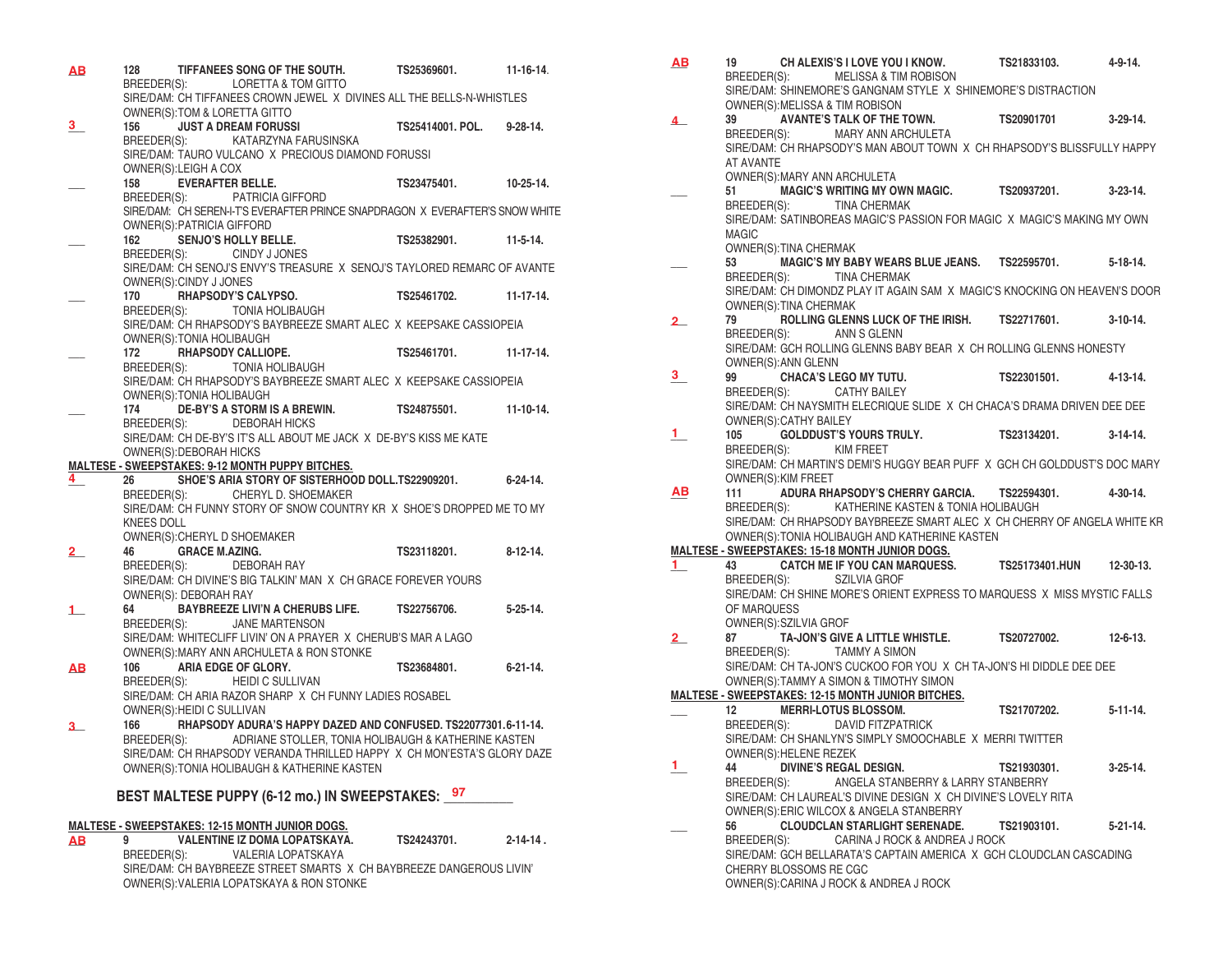**AB** 128 **TIFFANEES SONG OF THE SOUTH.** TS25369601. 11-16-14.
BREEDER(S): LORETTA & TOM GITTO
SIRE/DAM: CH TIFFANEES CROWN JEWEL X DIVINES ALL THE BELLS-N-WHISTLES
OWNER(S):TOM & LORETTA GITTO

**3** 156 **JUST A DREAM FORUSSI** TS25414001. POL. 9-28-14.
BREEDER(S): KATARZYNA FARUSINSKA
SIRE/DAM: TAURO VULCANO X PRECIOUS DIAMOND FORUSSI
OWNER(S):LEIGH A COX

___ 158 **EVERAFTER BELLE.** TS23475401. 10-25-14.
BREEDER(S): PATRICIA GIFFORD
SIRE/DAM: CH SEREN-I-T'S EVERAFTER PRINCE SNAPDRAGON X EVERAFTER'S SNOW WHITE
OWNER(S):PATRICIA GIFFORD

___ 162 **SENJO'S HOLLY BELLE.** TS25382901. 11-5-14.
BREEDER(S): CINDY J JONES
SIRE/DAM: CH SENOJ'S ENVY'S TREASURE X SENOJ'S TAYLORED REMARC OF AVANTE
OWNER(S):CINDY J JONES

___ 170 **RHAPSODY'S CALYPSO.** TS25461702. 11-17-14.
BREEDER(S): TONIA HOLIBAUGH
SIRE/DAM: CH RHAPSODY'S BAYBREEZE SMART ALEC X KEEPSAKE CASSIOPEIA
OWNER(S):TONIA HOLIBAUGH

___ 172 **RHAPSODY CALLIOPE.** TS25461701. 11-17-14.
BREEDER(S): TONIA HOLIBAUGH
SIRE/DAM: CH RHAPSODY'S BAYBREEZE SMART ALEC X KEEPSAKE CASSIOPEIA
OWNER(S):TONIA HOLIBAUGH

___ 174 **DE-BY'S A STORM IS A BREWIN.** TS24875501. 11-10-14.
BREEDER(S): DEBORAH HICKS
SIRE/DAM: CH DE-BY'S IT'S ALL ABOUT ME JACK X DE-BY'S KISS ME KATE
OWNER(S):DEBORAH HICKS

**MALTESE - SWEEPSTAKES: 9-12 MONTH PUPPY BITCHES.**

**4** 26 **SHOE'S ARIA STORY OF SISTERHOOD DOLL.** TS22909201. 6-24-14.
BREEDER(S): CHERYL D. SHOEMAKER
SIRE/DAM: CH FUNNY STORY OF SNOW COUNTRY KR X SHOE'S DROPPED ME TO MY KNEES DOLL
OWNER(S):CHERYL D SHOEMAKER

**2** 46 **GRACE M.AZING.** TS23118201. 8-12-14.
BREEDER(S): DEBORAH RAY
SIRE/DAM: CH DIVINE'S BIG TALKIN' MAN X CH GRACE FOREVER YOURS
OWNER(S): DEBORAH RAY

**1** 64 **BAYBREEZE LIVI'N A CHERUBS LIFE.** TS22756706. 5-25-14.
BREEDER(S): JANE MARTENSON
SIRE/DAM: WHITECLIFF LIVIN' ON A PRAYER X CHERUB'S MAR A LAGO
OWNER(S):MARY ANN ARCHULETA & RON STONKE

**AB** 106 **ARIA EDGE OF GLORY.** TS23684801. 6-21-14.
BREEDER(S): HEIDI C SULLIVAN
SIRE/DAM: CH ARIA RAZOR SHARP X CH FUNNY LADIES ROSABEL
OWNER(S):HEIDI C SULLIVAN

**3** 166 **RHAPSODY ADURA'S HAPPY DAZED AND CONFUSED.** TS22077301. 6-11-14.
BREEDER(S): ADRIANE STOLLER, TONIA HOLIBAUGH & KATHERINE KASTEN
SIRE/DAM: CH RHAPSODY VERANDA THRILLED HAPPY X CH MON'ESTA'S GLORY DAZE
OWNER(S):TONIA HOLIBAUGH & KATHERINE KASTEN

**BEST MALTESE PUPPY (6-12 mo.) IN SWEEPSTAKES: 97**

**MALTESE - SWEEPSTAKES: 12-15 MONTH JUNIOR DOGS.**

**AB** 9 **VALENTINE IZ DOMA LOPATSKAYA.** TS24243701. 2-14-14.
BREEDER(S): VALERIA LOPATSKAYA
SIRE/DAM: CH BAYBREEZE STREET SMARTS X CH BAYBREEZE DANGEROUS LIVIN'
OWNER(S):VALERIA LOPATSKAYA & RON STONKE

**AB** 19 **CH ALEXIS'S I LOVE YOU I KNOW.** TS21833103. 4-9-14.
BREEDER(S): MELISSA & TIM ROBISON
SIRE/DAM: SHINEMORE'S GANGNAM STYLE X SHINEMORE'S DISTRACTION
OWNER(S):MELISSA & TIM ROBISON

**4** 39 **AVANTE'S TALK OF THE TOWN.** TS20901701 3-29-14.
BREEDER(S): MARY ANN ARCHULETA
SIRE/DAM: CH RHAPSODY'S MAN ABOUT TOWN X CH RHAPSODY'S BLISSFULLY HAPPY AT AVANTE
OWNER(S):MARY ANN ARCHULETA

___ 51 **MAGIC'S WRITING MY OWN MAGIC.** TS20937201. 3-23-14.
BREEDER(S): TINA CHERMAK
SIRE/DAM: SATINBOREAS MAGIC'S PASSION FOR MAGIC X MAGIC'S MAKING MY OWN MAGIC
OWNER(S):TINA CHERMAK

___ 53 **MAGIC'S MY BABY WEARS BLUE JEANS.** TS22595701. 5-18-14.
BREEDER(S): TINA CHERMAK
SIRE/DAM: CH DIMONDZ PLAY IT AGAIN SAM X MAGIC'S KNOCKING ON HEAVEN'S DOOR
OWNER(S):TINA CHERMAK

**2** 79 **ROLLING GLENNS LUCK OF THE IRISH.** TS22717601. 3-10-14.
BREEDER(S): ANN S GLENN
SIRE/DAM: GCH ROLLING GLENNS BABY BEAR X CH ROLLING GLENNS HONESTY
OWNER(S):ANN GLENN

**3** 99 **CHACA'S LEGO MY TUTU.** TS22301501. 4-13-14.
BREEDER(S): CATHY BAILEY
SIRE/DAM: CH NAYSMITH ELECRIQUE SLIDE X CH CHACA'S DRAMA DRIVEN DEE DEE
OWNER(S):CATHY BAILEY

**1** 105 **GOLDDUST'S YOURS TRULY.** TS23134201. 3-14-14.
BREEDER(S): KIM FREET
SIRE/DAM: CH MARTIN'S DEMI'S HUGGY BEAR PUFF X GCH CH GOLDDUST'S DOC MARY
OWNER(S):KIM FREET

**AB** 111 **ADURA RHAPSODY'S CHERRY GARCIA.** TS22594301. 4-30-14.
BREEDER(S): KATHERINE KASTEN & TONIA HOLIBAUGH
SIRE/DAM: CH RHAPSODY BAYBREEZE SMART ALEC X CH CHERRY OF ANGELA WHITE KR
OWNER(S):TONIA HOLIBAUGH AND KATHERINE KASTEN

**MALTESE - SWEEPSTAKES: 15-18 MONTH JUNIOR DOGS.**

**1** 43 **CATCH ME IF YOU CAN MARQUESS.** TS25173401.HUN 12-30-13.
BREEDER(S): SZILVIA GROF
SIRE/DAM: CH SHINE MORE'S ORIENT EXPRESS TO MARQUESS X MISS MYSTIC FALLS OF MARQUESS
OWNER(S):SZILVIA GROF

**2** 87 **TA-JON'S GIVE A LITTLE WHISTLE.** TS20727002. 12-6-13.
BREEDER(S): TAMMY A SIMON
SIRE/DAM: CH TA-JON'S CUCKOO FOR YOU X CH TA-JON'S HI DIDDLE DEE DEE
OWNER(S):TAMMY A SIMON & TIMOTHY SIMON

**MALTESE - SWEEPSTAKES: 12-15 MONTH JUNIOR BITCHES.**

___ 12 **MERRI-LOTUS BLOSSOM.** TS21707202. 5-11-14.
BREEDER(S): DAVID FITZPATRICK
SIRE/DAM: CH SHANLYN'S SIMPLY SMOOCHABLE X MERRI TWITTER
OWNER(S):HELENE REZEK

**1** 44 **DIVINE'S REGAL DESIGN.** TS21930301. 3-25-14.
BREEDER(S): ANGELA STANBERRY & LARRY STANBERRY
SIRE/DAM: CH LAUREAL'S DIVINE DESIGN X CH DIVINE'S LOVELY RITA
OWNER(S):ERIC WILCOX & ANGELA STANBERRY

___ 56 **CLOUDCLAN STARLIGHT SERENADE.** TS21903101. 5-21-14.
BREEDER(S): CARINA J ROCK & ANDREA J ROCK
SIRE/DAM: GCH BELLARATA'S CAPTAIN AMERICA X GCH CLOUDCLAN CASCADING CHERRY BLOSSOMS RE CGC
OWNER(S):CARINA J ROCK & ANDREA J ROCK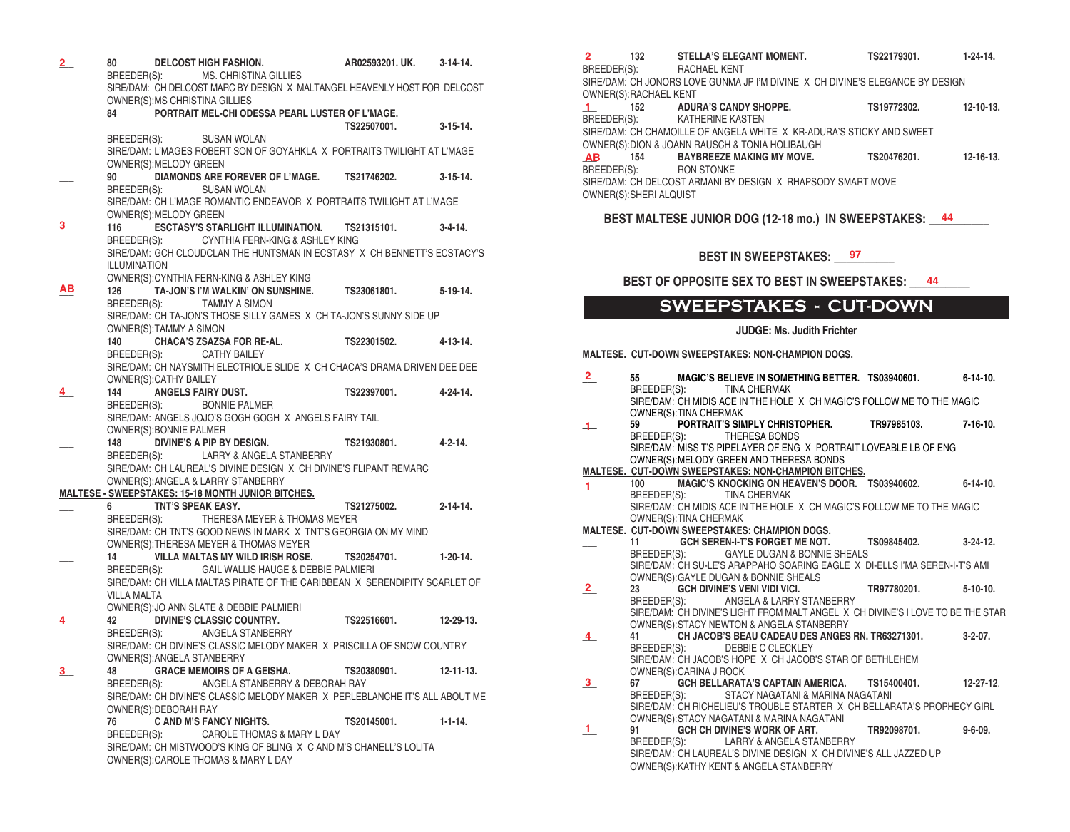**2** 80 **DELCOST HIGH FASHION.** AR02593201. UK. 3-14-14.
BREEDER(S): MS. CHRISTINA GILLIES
SIRE/DAM: CH DELCOST MARC BY DESIGN X MALTANGEL HEAVENLY HOST FOR DELCOST
OWNER(S):MS CHRISTINA GILLIES

___ 84 **PORTRAIT MEL-CHI ODESSA PEARL LUSTER OF L'MAGE.** TS22507001. 3-15-14.
BREEDER(S): SUSAN WOLAN
SIRE/DAM: L'MAGES ROBERT SON OF GOYAHKLA X PORTRAITS TWILIGHT AT L'MAGE
OWNER(S):MELODY GREEN

___ 90 **DIAMONDS ARE FOREVER OF L'MAGE.** TS21746202. 3-15-14.
BREEDER(S): SUSAN WOLAN
SIRE/DAM: CH L'MAGE ROMANTIC ENDEAVOR X PORTRAITS TWILIGHT AT L'MAGE
OWNER(S):MELODY GREEN

**3** 116 **ESCTASY'S STARLIGHT ILLUMINATION.** TS21315101. 3-4-14.
BREEDER(S): CYNTHIA FERN-KING & ASHLEY KING
SIRE/DAM: GCH CLOUDCLAN THE HUNTSMAN IN ECSTASY X CH BENNETT'S ECSTACY'S ILLUMINATION
OWNER(S):CYNTHIA FERN-KING & ASHLEY KING

**AB** 126 **TA-JON'S I'M WALKIN' ON SUNSHINE.** TS23061801. 5-19-14.
BREEDER(S): TAMMY A SIMON
SIRE/DAM: CH TA-JON'S THOSE SILLY GAMES X CH TA-JON'S SUNNY SIDE UP
OWNER(S):TAMMY A SIMON

___ 140 **CHACA'S ZSAZSA FOR RE-AL.** TS22301502. 4-13-14.
BREEDER(S): CATHY BAILEY
SIRE/DAM: CH NAYSMITH ELECTRIQUE SLIDE X CH CHACA'S DRAMA DRIVEN DEE DEE
OWNER(S):CATHY BAILEY

**4** 144 **ANGELS FAIRY DUST.** TS22397001. 4-24-14.
BREEDER(S): BONNIE PALMER
SIRE/DAM: ANGELS JOJO'S GOGH GOGH X ANGELS FAIRY TAIL
OWNER(S):BONNIE PALMER

___ 148 **DIVINE'S A PIP BY DESIGN.** TS21930801. 4-2-14.
BREEDER(S): LARRY & ANGELA STANBERRY
SIRE/DAM: CH LAUREAL'S DIVINE DESIGN X CH DIVINE'S FLIPANT REMARC
OWNER(S):ANGELA & LARRY STANBERRY

**MALTESE - SWEEPSTAKES: 15-18 MONTH JUNIOR BITCHES.**

___ 6 **TNT'S SPEAK EASY.** TS21275002. 2-14-14.
BREEDER(S): THERESA MEYER & THOMAS MEYER
SIRE/DAM: CH TNT'S GOOD NEWS IN MARK X TNT'S GEORGIA ON MY MIND
OWNER(S):THERESA MEYER & THOMAS MEYER

___ 14 **VILLA MALTAS MY WILD IRISH ROSE.** TS20254701. 1-20-14.
BREEDER(S): GAIL WALLIS HAUGE & DEBBIE PALMIERI
SIRE/DAM: CH VILLA MALTAS PIRATE OF THE CARIBBEAN X SERENDIPITY SCARLET OF VILLA MALTA
OWNER(S):JO ANN SLATE & DEBBIE PALMIERI

**4** 42 **DIVINE'S CLASSIC COUNTRY.** TS22516601. 12-29-13.
BREEDER(S): ANGELA STANBERRY
SIRE/DAM: CH DIVINE'S CLASSIC MELODY MAKER X PRISCILLA OF SNOW COUNTRY
OWNER(S):ANGELA STANBERRY

**3** 48 **GRACE MEMOIRS OF A GEISHA.** TS20380901. 12-11-13.
BREEDER(S): ANGELA STANBERRY & DEBORAH RAY
SIRE/DAM: CH DIVINE'S CLASSIC MELODY MAKER X PERLEBLANCHE IT'S ALL ABOUT ME
OWNER(S):DEBORAH RAY

___ 76 **C AND M'S FANCY NIGHTS.** TS20145001. 1-1-14.
BREEDER(S): CAROLE THOMAS & MARY L DAY
SIRE/DAM: CH MISTWOOD'S KING OF BLING X C AND M'S CHANELL'S LOLITA
OWNER(S):CAROLE THOMAS & MARY L DAY

**2** 132 **STELLA'S ELEGANT MOMENT.** TS22179301. 1-24-14.
BREEDER(S): RACHAEL KENT
SIRE/DAM: CH JONORS LOVE GUNMA JP I'M DIVINE X CH DIVINE'S ELEGANCE BY DESIGN
OWNER(S):RACHAEL KENT

**1** 152 **ADURA'S CANDY SHOPPE.** TS19772302. 12-10-13.
BREEDER(S): KATHERINE KASTEN
SIRE/DAM: CH CHAMOILLE OF ANGELA WHITE X KR-ADURA'S STICKY AND SWEET
OWNER(S):DION & JOANN RAUSCH & TONIA HOLIBAUGH

**AB** 154 **BAYBREEZE MAKING MY MOVE.** TS20476201. 12-16-13.
BREEDER(S): RON STONKE
SIRE/DAM: CH DELCOST ARMANI BY DESIGN X RHAPSODY SMART MOVE
OWNER(S):SHERI ALQUIST

**BEST MALTESE JUNIOR DOG (12-18 mo.) IN SWEEPSTAKES: 44**

**BEST IN SWEEPSTAKES: 97**

**BEST OF OPPOSITE SEX TO BEST IN SWEEPSTAKES: 44**

## SWEEPSTAKES - CUT-DOWN

**JUDGE: Ms. Judith Frichter**

**MALTESE. CUT-DOWN SWEEPSTAKES: NON-CHAMPION DOGS.**

**2** 55 **MAGIC'S BELIEVE IN SOMETHING BETTER.** TS03940601. 6-14-10.
BREEDER(S): TINA CHERMAK
SIRE/DAM: CH MIDIS ACE IN THE HOLE X CH MAGIC'S FOLLOW ME TO THE MAGIC
OWNER(S):TINA CHERMAK

**1** 59 **PORTRAIT'S SIMPLY CHRISTOPHER.** TR97985103. 7-16-10.
BREEDER(S): THERESA BONDS
SIRE/DAM: MISS T'S PIPELAYER OF ENG X PORTRAIT LOVEABLE LB OF ENG
OWNER(S):MELODY GREEN AND THERESA BONDS

**MALTESE. CUT-DOWN SWEEPSTAKES: NON-CHAMPION BITCHES.**

**1** 100 **MAGIC'S KNOCKING ON HEAVEN'S DOOR.** TS03940602. 6-14-10.
BREEDER(S): TINA CHERMAK
SIRE/DAM: CH MIDIS ACE IN THE HOLE X CH MAGIC'S FOLLOW ME TO THE MAGIC
OWNER(S):TINA CHERMAK

**MALTESE. CUT-DOWN SWEEPSTAKES: CHAMPION DOGS.**

___ 11 **GCH SEREN-I-T'S FORGET ME NOT.** TS09845402. 3-24-12.
BREEDER(S): GAYLE DUGAN & BONNIE SHEALS
SIRE/DAM: CH SU-LE'S ARAPPAHO SOARING EAGLE X DI-ELLS I'MA SEREN-I-T'S AMI
OWNER(S):GAYLE DUGAN & BONNIE SHEALS

**2** 23 **GCH DIVINE'S VENI VIDI VICI.** TR97780201. 5-10-10.
BREEDER(S): ANGELA & LARRY STANBERRY
SIRE/DAM: CH DIVINE'S LIGHT FROM MALT ANGEL X CH DIVINE'S I LOVE TO BE THE STAR
OWNER(S):STACY NEWTON & ANGELA STANBERRY

**4** 41 **CH JACOB'S BEAU CADEAU DES ANGES RN.** TR63271301. 3-2-07.
BREEDER(S): DEBBIE C CLECKLEY
SIRE/DAM: CH JACOB'S HOPE X CH JACOB'S STAR OF BETHLEHEM
OWNER(S):CARINA J ROCK

**3** 67 **GCH BELLARATA'S CAPTAIN AMERICA.** TS15400401. 12-27-12.
BREEDER(S): STACY NAGATANI & MARINA NAGATANI
SIRE/DAM: CH RICHELIEU'S TROUBLE STARTER X CH BELLARATA'S PROPHECY GIRL
OWNER(S):STACY NAGATANI & MARINA NAGATANI

**1** 91 **GCH CH DIVINE'S WORK OF ART.** TR92098701. 9-6-09.
BREEDER(S): LARRY & ANGELA STANBERRY
SIRE/DAM: CH LAUREAL'S DIVINE DESIGN X CH DIVINE'S ALL JAZZED UP
OWNER(S):KATHY KENT & ANGELA STANBERRY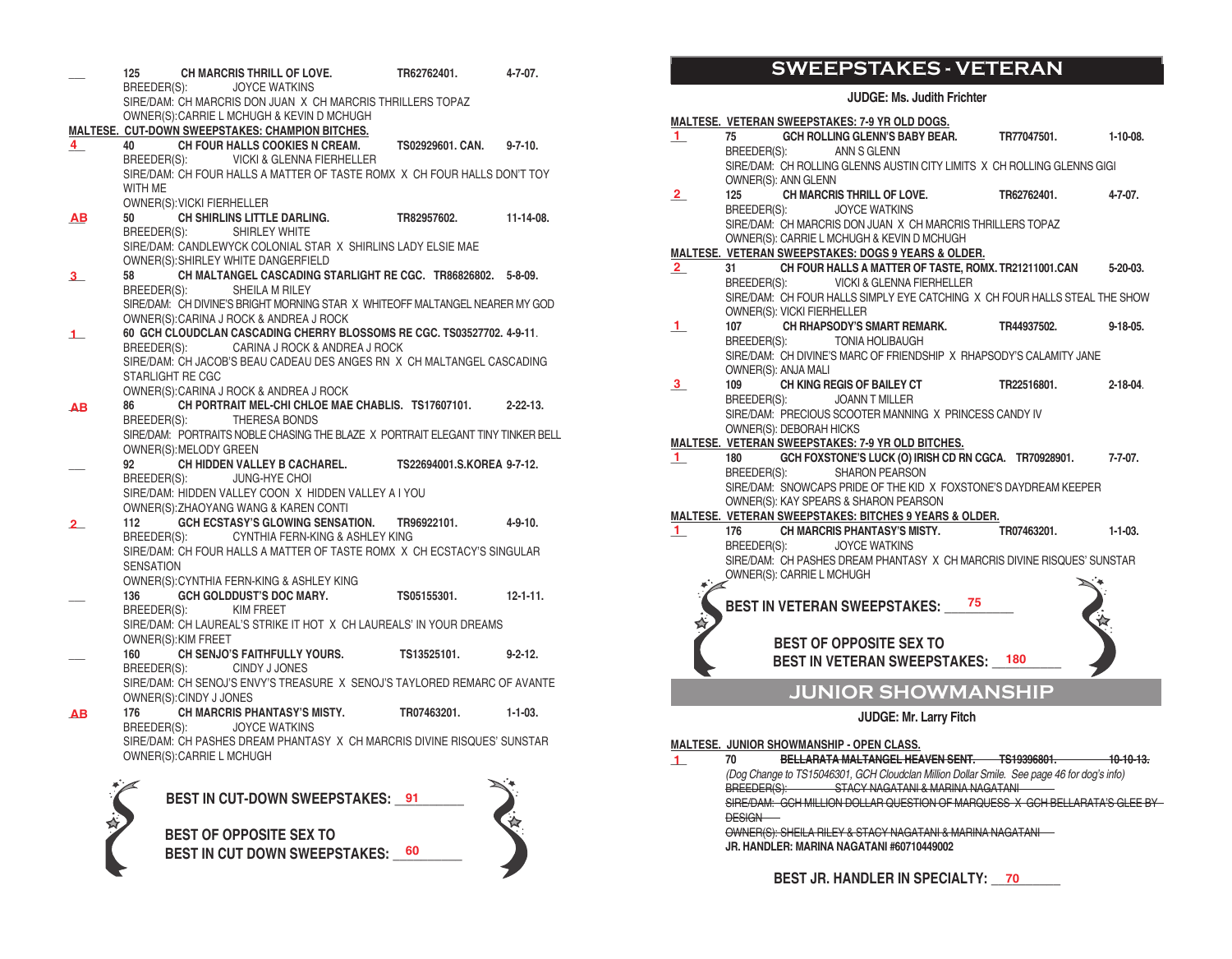___ **125 CH MARCRIS THRILL OF LOVE. TR62762401. 4-7-07.**
BREEDER(S): JOYCE WATKINS
SIRE/DAM: CH MARCRIS DON JUAN X CH MARCRIS THRILLERS TOPAZ
OWNER(S):CARRIE L MCHUGH & KEVIN D MCHUGH

**MALTESE. CUT-DOWN SWEEPSTAKES: CHAMPION BITCHES.**

4 **40 CH FOUR HALLS COOKIES N CREAM. TS02929601. CAN. 9-7-10.**
BREEDER(S): VICKI & GLENNA FIERHELLER
SIRE/DAM: CH FOUR HALLS A MATTER OF TASTE ROMX X CH FOUR HALLS DON'T TOY WITH ME
OWNER(S):VICKI FIERHELLER

AB **50 CH SHIRLINS LITTLE DARLING. TR82957602. 11-14-08.**
BREEDER(S): SHIRLEY WHITE
SIRE/DAM: CANDLEWYCK COLONIAL STAR X SHIRLINS LADY ELSIE MAE
OWNER(S):SHIRLEY WHITE DANGERFIELD

3 **58 CH MALTANGEL CASCADING STARLIGHT RE CGC. TR86826802. 5-8-09.**
BREEDER(S): SHEILA M RILEY
SIRE/DAM: CH DIVINE'S BRIGHT MORNING STAR X WHITEOFF MALTANGEL NEARER MY GOD
OWNER(S):CARINA J ROCK & ANDREA J ROCK

1 **60 GCH CLOUDCLAN CASCADING CHERRY BLOSSOMS RE CGC. TS03527702. 4-9-11.**
BREEDER(S): CARINA J ROCK & ANDREA J ROCK
SIRE/DAM: CH JACOB'S BEAU CADEAU DES ANGES RN X CH MALTANGEL CASCADING STARLIGHT RE CGC
OWNER(S):CARINA J ROCK & ANDREA J ROCK

AB **86 CH PORTRAIT MEL-CHI CHLOE MAE CHABLIS. TS17607101. 2-22-13.**
BREEDER(S): THERESA BONDS
SIRE/DAM: PORTRAITS NOBLE CHASING THE BLAZE X PORTRAIT ELEGANT TINY TINKER BELL
OWNER(S):MELODY GREEN

___ **92 CH HIDDEN VALLEY B CACHAREL. TS22694001.S.KOREA 9-7-12.**
BREEDER(S): JUNG-HYE CHOI
SIRE/DAM: HIDDEN VALLEY COON X HIDDEN VALLEY A I YOU
OWNER(S):ZHAOYANG WANG & KAREN CONTI

2 **112 GCH ECSTASY'S GLOWING SENSATION. TR96922101. 4-9-10.**
BREEDER(S): CYNTHIA FERN-KING & ASHLEY KING
SIRE/DAM: CH FOUR HALLS A MATTER OF TASTE ROMX X CH ECSTACY'S SINGULAR SENSATION
OWNER(S):CYNTHIA FERN-KING & ASHLEY KING

___ **136 GCH GOLDDUST'S DOC MARY. TS05155301. 12-1-11.**
BREEDER(S): KIM FREET
SIRE/DAM: CH LAUREAL'S STRIKE IT HOT X CH LAUREALS' IN YOUR DREAMS
OWNER(S):KIM FREET

___ **160 CH SENJO'S FAITHFULLY YOURS. TS13525101. 9-2-12.**
BREEDER(S): CINDY J JONES
SIRE/DAM: CH SENOJ'S ENVY'S TREASURE X SENOJ'S TAYLORED REMARC OF AVANTE
OWNER(S):CINDY J JONES

AB **176 CH MARCRIS PHANTASY'S MISTY. TR07463201. 1-1-03.**
BREEDER(S): JOYCE WATKINS
SIRE/DAM: CH PASHES DREAM PHANTASY X CH MARCRIS DIVINE RISQUES' SUNSTAR
OWNER(S):CARRIE L MCHUGH

**BEST IN CUT-DOWN SWEEPSTAKES:** 91

**BEST OF OPPOSITE SEX TO BEST IN CUT DOWN SWEEPSTAKES:** 60

# SWEEPSTAKES - VETERAN

**JUDGE: Ms. Judith Frichter**

**MALTESE. VETERAN SWEEPSTAKES: 7-9 YR OLD DOGS.**

1 **75 GCH ROLLING GLENN'S BABY BEAR. TR77047501. 1-10-08.**
BREEDER(S): ANN S GLENN
SIRE/DAM: CH ROLLING GLENNS AUSTIN CITY LIMITS X CH ROLLING GLENNS GIGI
OWNER(S): ANN GLENN

2 **125 CH MARCRIS THRILL OF LOVE. TR62762401. 4-7-07.**
BREEDER(S): JOYCE WATKINS
SIRE/DAM: CH MARCRIS DON JUAN X CH MARCRIS THRILLERS TOPAZ
OWNER(S): CARRIE L MCHUGH & KEVIN D MCHUGH

**MALTESE. VETERAN SWEEPSTAKES: DOGS 9 YEARS & OLDER.**

2 **31 CH FOUR HALLS A MATTER OF TASTE, ROMX. TR21211001.CAN 5-20-03.**
BREEDER(S): VICKI & GLENNA FIERHELLER
SIRE/DAM: CH FOUR HALLS SIMPLY EYE CATCHING X CH FOUR HALLS STEAL THE SHOW
OWNER(S): VICKI FIERHELLER

1 **107 CH RHAPSODY'S SMART REMARK. TR44937502. 9-18-05.**
BREEDER(S): TONIA HOLIBAUGH
SIRE/DAM: CH DIVINE'S MARC OF FRIENDSHIP X RHAPSODY'S CALAMITY JANE
OWNER(S): ANJA MALI

3 **109 CH KING REGIS OF BAILEY CT TR22516801. 2-18-04.**
BREEDER(S): JOANN T MILLER
SIRE/DAM: PRECIOUS SCOOTER MANNING X PRINCESS CANDY IV
OWNER(S): DEBORAH HICKS

**MALTESE. VETERAN SWEEPSTAKES: 7-9 YR OLD BITCHES.**

1 **180 GCH FOXSTONE'S LUCK (O) IRISH CD RN CGCA. TR70928901. 7-7-07.**
BREEDER(S): SHARON PEARSON
SIRE/DAM: SNOWCAPS PRIDE OF THE KID X FOXSTONE'S DAYDREAM KEEPER
OWNER(S): KAY SPEARS & SHARON PEARSON

**MALTESE. VETERAN SWEEPSTAKES: BITCHES 9 YEARS & OLDER.**

1 **176 CH MARCRIS PHANTASY'S MISTY. TR07463201. 1-1-03.**
BREEDER(S): JOYCE WATKINS
SIRE/DAM: CH PASHES DREAM PHANTASY X CH MARCRIS DIVINE RISQUES' SUNSTAR
OWNER(S): CARRIE L MCHUGH

**BEST IN VETERAN SWEEPSTAKES:** 75

**BEST OF OPPOSITE SEX TO BEST IN VETERAN SWEEPSTAKES:** 180

# JUNIOR SHOWMANSHIP

**JUDGE: Mr. Larry Fitch**

**MALTESE. JUNIOR SHOWMANSHIP - OPEN CLASS.**

1 **70 ~~BELLARATA MALTANGEL HEAVEN SENT. TS19396801. 10-10-13.~~**
*(Dog Change to TS15046301, GCH Cloudclan Million Dollar Smile. See page 46 for dog's info)*
~~BREEDER(S): STACY NAGATANI & MARINA NAGATANI~~
~~SIRE/DAM: GCH MILLION DOLLAR QUESTION OF MARQUESS X GCH BELLARATA'S GLEE BY DESIGN~~
~~OWNER(S): SHEILA RILEY & STACY NAGATANI & MARINA NAGATANI~~
**JR. HANDLER: MARINA NAGATANI #60710449002**

**BEST JR. HANDLER IN SPECIALTY:** 70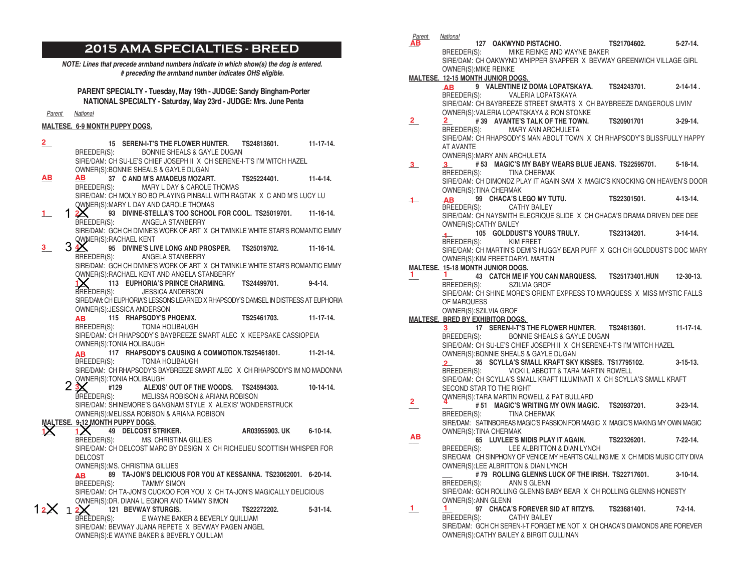# 2015 AMA SPECIALTIES - BREED

***NOTE: Lines that precede armband numbers indicate in which show(s) the dog is entered.***
***# preceding the armband number indicates OHS eligible.***

**PARENT SPECIALTY - Tuesday, May 19th - JUDGE: Sandy Bingham-Porter**
**NATIONAL SPECIALTY - Saturday, May 23rd - JUDGE: Mrs. June Penta**

*Parent* *National*

**MALTESE. 6-9 MONTH PUPPY DOGS.**

2 — **15 SEREN-I-T'S THE FLOWER HUNTER.** TS24813601. 11-17-14.
BREEDER(S): BONNIE SHEALS & GAYLE DUGAN
SIRE/DAM: CH SU-LE'S CHIEF JOSEPH II X CH SERENE-I-T'S I'M WITCH HAZEL
OWNER(S):BONNIE SHEALS & GAYLE DUGAN

AB AB **37 C AND M'S AMADEUS MOZART.** TS25224401. 11-4-14.
BREEDER(S): MARY L DAY & CAROLE THOMAS
SIRE/DAM: CH MOLY BO BO PLAYING PINBALL WITH RAGTAK X C AND M'S LUCY LU
OWNER(S):MARY L DAY AND CAROLE THOMAS

1 1 2X **93 DIVINE-STELLA'S TOO SCHOOL FOR COOL.** TS25019701. 11-16-14.
BREEDER(S): ANGELA STANBERRY
SIRE/DAM: GCH CH DIVINE'S WORK OF ART X CH TWINKLE WHITE STAR'S ROMANTIC EMMY
OWNER(S):RACHAEL KENT

3 3 4X **95 DIVINE'S LIVE LONG AND PROSPER.** TS25019702. 11-16-14.
BREEDER(S): ANGELA STANBERRY
SIRE/DAM: GCH CH DIVINE'S WORK OF ART X CH TWINKLE WHITE STAR'S ROMANTIC EMMY
OWNER(S):RACHAEL KENT AND ANGELA STANBERRY

1X **113 EUPHORIA'S PRINCE CHARMING.** TS24499701. 9-4-14.
BREEDER(S): JESSICA ANDERSON
SIRE/DAM: CH EUPHORIA'S LESSONS LEARNED X RHAPSODY'S DAMSEL IN DISTRESS AT EUPHORIA
OWNER(S):JESSICA ANDERSON

AB **115 RHAPSODY'S PHOENIX.** TS25461703. 11-17-14.
BREEDER(S): TONIA HOLIBAUGH
SIRE/DAM: CH RHAPSODY'S BAYBREEZE SMART ALEC X KEEPSAKE CASSIOPEIA
OWNER(S):TONIA HOLIBAUGH

AB **117 RHAPSODY'S CAUSING A COMMOTION.** TS25461801. 11-21-14.
BREEDER(S): TONIA HOLIBAUGH
SIRE/DAM: CH RHAPSODY'S BAYBREEZE SMART ALEC X CH RHAPSODY'S IM NO MADONNA
OWNER(S):TONIA HOLIBAUGH

2 3X **#129 ALEXIS' OUT OF THE WOODS.** TS24594303. 10-14-14.
BREEDER(S): MELISSA ROBISON & ARIANA ROBISON
SIRE/DAM: SHINEMORE'S GANGNAM STYLE X ALEXIS' WONDERSTRUCK
OWNER(S):MELISSA ROBISON & ARIANA ROBISON

**MALTESE. 9-12 MONTH PUPPY DOGS.**

1X 1X **49 DELCOST STRIKER.** AR03955903. UK 6-10-14.
BREEDER(S): MS. CHRISTINA GILLIES
SIRE/DAM: CH DELCOST MARC BY DESIGN X CH RICHELIEU SCOTTISH WHISPER FOR DELCOST
OWNER(S):MS. CHRISTINA GILLIES

AB **89 TA-JON'S DELICIOUS FOR YOU AT KESSANNA.** TS23062001. 6-20-14.
BREEDER(S): TAMMY SIMON
SIRE/DAM: CH TA-JON'S CUCKOO FOR YOU X CH TA-JON'S MAGICALLY DELICIOUS
OWNER(S):DR. DIANA L EGNOR AND TAMMY SIMON

1 2X 1 2X **121 BEVWAY STURGIS.** TS22272202. 5-31-14.
BREEDER(S): E WAYNE BAKER & BEVERLY QUILLIAM
SIRE/DAM: BEVWAY JUANA REPETE X BEVWAY PAGEN ANGEL
OWNER(S):E WAYNE BAKER & BEVERLY QUILLAM

*Parent* *National*

AB **127 OAKWYND PISTACHIO.** TS21704602. 5-27-14.
BREEDER(S): MIKE REINKE AND WAYNE BAKER
SIRE/DAM: CH OAKWYND WHIPPER SNAPPER X BEVWAY GREENWICH VILLAGE GIRL
OWNER(S):MIKE REINKE

**MALTESE. 12-15 MONTH JUNIOR DOGS.**

AB **9 VALENTINE IZ DOMA LOPATSKAYA.** TS24243701. 2-14-14 .
BREEDER(S): VALERIA LOPATSKAYA
SIRE/DAM: CH BAYBREEZE STREET SMARTS X CH BAYBREEZE DANGEROUS LIVIN'
OWNER(S):VALERIA LOPATSKAYA & RON STONKE

2 2 **# 39 AVANTE'S TALK OF THE TOWN.** TS20901701 3-29-14.
BREEDER(S): MARY ANN ARCHULETA
SIRE/DAM: CH RHAPSODY'S MAN ABOUT TOWN X CH RHAPSODY'S BLISSFULLY HAPPY AT AVANTE
OWNER(S):MARY ANN ARCHULETA

3 3 **# 53 MAGIC'S MY BABY WEARS BLUE JEANS.** TS22595701. 5-18-14.
BREEDER(S): TINA CHERMAK
SIRE/DAM: CH DIMONDZ PLAY IT AGAIN SAM X MAGIC'S KNOCKING ON HEAVEN'S DOOR
OWNER(S):TINA CHERMAK

1 AB **99 CHACA'S LEGO MY TUTU.** TS22301501. 4-13-14.
BREEDER(S): CATHY BAILEY
SIRE/DAM: CH NAYSMITH ELECRIQUE SLIDE X CH CHACA'S DRAMA DRIVEN DEE DEE
OWNER(S):CATHY BAILEY

1 **105 GOLDDUST'S YOURS TRULY.** TS23134201. 3-14-14.
BREEDER(S): KIM FREET
SIRE/DAM: CH MARTIN'S DEMI'S HUGGY BEAR PUFF X GCH CH GOLDDUST'S DOC MARY
OWNER(S):KIM FREET DARYL MARTIN

**MALTESE. 15-18 MONTH JUNIOR DOGS.**

1 1 **43 CATCH ME IF YOU CAN MARQUESS.** TS25173401.HUN 12-30-13.
BREEDER(S): SZILVIA GROF
SIRE/DAM: CH SHINE MORE'S ORIENT EXPRESS TO MARQUESS X MISS MYSTIC FALLS OF MARQUESS
OWNER(S):SZILVIA GROF

**MALTESE. BRED BY EXHIBITOR DOGS.**

3 **17 SEREN-I-T'S THE FLOWER HUNTER.** TS24813601. 11-17-14.
BREEDER(S): BONNIE SHEALS & GAYLE DUGAN
SIRE/DAM: CH SU-LE'S CHIEF JOSEPH II X CH SERENE-I-T'S I'M WITCH HAZEL
OWNER(S):BONNIE SHEALS & GAYLE DUGAN

2 **35 SCYLLA'S SMALL KRAFT SKY KISSES.** TS17795102. 3-15-13.
BREEDER(S): VICKI L ABBOTT & TARA MARTIN ROWELL
SIRE/DAM: CH SCYLLA'S SMALL KRAFT ILLUMINATI X CH SCYLLA'S SMALL KRAFT SECOND STAR TO THE RIGHT
OWNER(S):TARA MARTIN ROWELL & PAT BULLARD

2 4 **# 51 MAGIC'S WRITING MY OWN MAGIC.** TS20937201. 3-23-14.
BREEDER(S): TINA CHERMAK
SIRE/DAM: SATINBOREAS MAGIC'S PASSION FOR MAGIC X MAGIC'S MAKING MY OWN MAGIC
OWNER(S):TINA CHERMAK

AB **65 LUVLEE'S MIDIS PLAY IT AGAIN.** TS22326201. 7-22-14.
BREEDER(S): LEE ALBRITTON & DIAN LYNCH
SIRE/DAM: CH SINPHONY OF VENICE MY HEARTS CALLING ME X CH MIDIS MUSIC CITY DIVA
OWNER(S):LEE ALBRITTON & DIAN LYNCH

**# 79 ROLLING GLENNS LUCK OF THE IRISH.** TS22717601. 3-10-14.
BREEDER(S): ANN S GLENN
SIRE/DAM: GCH ROLLING GLENNS BABY BEAR X CH ROLLING GLENNS HONESTY
OWNER(S):ANN GLENN

1 1 **97 CHACA'S FOREVER SID AT RITZYS.** TS23681401. 7-2-14.
BREEDER(S): CATHY BAILEY
SIRE/DAM: GCH CH SEREN-I-T FORGET ME NOT X CH CHACA'S DIAMONDS ARE FOREVER
OWNER(S):CATHY BAILEY & BIRGIT CULLINAN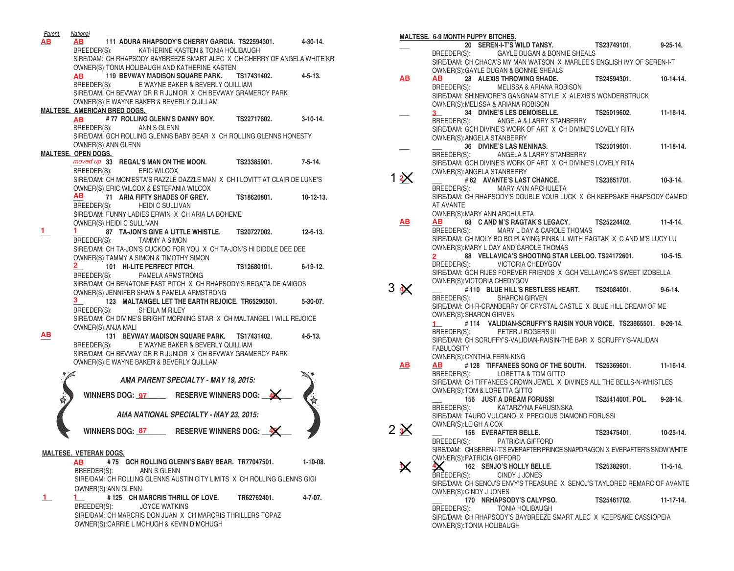*Parent* *National*

**AB** **AB** **111 ADURA RHAPSODY'S CHERRY GARCIA. TS22594301. 4-30-14.**
BREEDER(S): KATHERINE KASTEN & TONIA HOLIBAUGH
SIRE/DAM: CH RHAPSODY BAYBREEZE SMART ALEC X CH CHERRY OF ANGELA WHITE KR
OWNER(S):TONIA HOLIBAUGH AND KATHERINE KASTEN

**AB** **119 BEVWAY MADISON SQUARE PARK. TS17431402. 4-5-13.**
BREEDER(S): E WAYNE BAKER & BEVERLY QUILLIAM
SIRE/DAM: CH BEVWAY DR R R JUNIOR X CH BEVWAY GRAMERCY PARK
OWNER(S):E WAYNE BAKER & BEVERLY QUILLAM

## MALTESE. AMERICAN BRED DOGS.

**AB** **#77 ROLLING GLENN'S DANNY BOY. TS22717602. 3-10-14.**
BREEDER(S): ANN S GLENN
SIRE/DAM: GCH ROLLING GLENNS BABY BEAR X CH ROLLING GLENNS HONESTY
OWNER(S):ANN GLENN

## MALTESE. OPEN DOGS.

*moved up* **33 REGAL'S MAN ON THE MOON. TS23385901. 7-5-14.**
BREEDER(S): ERIC WILCOX
SIRE/DAM: CH MON'ESTA'S RAZZLE DAZZLE MAN X CH I LOVITT AT CLAIR DE LUNE'S
OWNER(S):ERIC WILCOX & ESTEFANIA WILCOX

**AB** **71 ARIA FIFTY SHADES OF GREY. TS18626801. 10-12-13.**
BREEDER(S): HEIDI C SULLIVAN
SIRE/DAM: FUNNY LADIES ERWIN X CH ARIA LA BOHEME
OWNER(S):HEIDI C SULLIVAN

1 1 **87 TA-JON'S GIVE A LITTLE WHISTLE. TS20727002. 12-6-13.**
BREEDER(S): TAMMY A SIMON
SIRE/DAM: CH TA-JON'S CUCKOO FOR YOU X CH TA-JON'S HI DIDDLE DEE DEE
OWNER(S):TAMMY A SIMON & TIMOTHY SIMON

2 **101 HI-LITE PERFECT PITCH. TS12680101. 6-19-12.**
BREEDER(S): PAMELA ARMSTRONG
SIRE/DAM: CH BENATONE FAST PITCH X CH RHAPSODY'S REGATA DE AMIGOS
OWNER(S):JENNIFER SHAW & PAMELA ARMSTRONG

3 **123 MALTANGEL LET THE EARTH REJOICE. TR65290501. 5-30-07.**
BREEDER(S): SHEILA M RILEY
SIRE/DAM: CH DIVINE'S BRIGHT MORNING STAR X CH MALTANGEL I WILL REJOICE
OWNER(S):ANJA MALI

**AB** **131 BEVWAY MADISON SQUARE PARK. TS17431402. 4-5-13.**
BREEDER(S): E WAYNE BAKER & BEVERLY QUILLIAM
SIRE/DAM: CH BEVWAY DR R R JUNIOR X CH BEVWAY GRAMERCY PARK
OWNER(S):E WAYNE BAKER & BEVERLY QUILLAM

***AMA PARENT SPECIALTY - MAY 19, 2015:***

**WINNERS DOG:** 97 **RESERVE WINNERS DOG:** ~~4~~

***AMA NATIONAL SPECIALTY - MAY 23, 2015:***

**WINNERS DOG:** 87 **RESERVE WINNERS DOG:** ~~4~~

## MALTESE. VETERAN DOGS.

**AB** **#75 GCH ROLLING GLENN'S BABY BEAR. TR77047501. 1-10-08.**
BREEDER(S): ANN S GLENN
SIRE/DAM: CH ROLLING GLENNS AUSTIN CITY LIMITS X CH ROLLING GLENNS GIGI
OWNER(S):ANN GLENN

1 1 **#125 CH MARCRIS THRILL OF LOVE. TR62762401. 4-7-07.**
BREEDER(S): JOYCE WATKINS
SIRE/DAM: CH MARCRIS DON JUAN X CH MARCRIS THRILLERS TOPAZ
OWNER(S):CARRIE L MCHUGH & KEVIN D MCHUGH

## MALTESE. 6-9 MONTH PUPPY BITCHES.

**20 SEREN-I-T'S WILD TANSY. TS23749101. 9-25-14.**
BREEDER(S): GAYLE DUGAN & BONNIE SHEALS
SIRE/DAM: CH CHACA'S MY MAN WATSON X MARLEE'S ENGLISH IVY OF SEREN-I-T
OWNER(S):GAYLE DUGAN & BONNIE SHEALS

**AB** **AB** **28 ALEXIS THROWING SHADE. TS24594301. 10-14-14.**
BREEDER(S): MELISSA & ARIANA ROBISON
SIRE/DAM: SHINEMORE'S GANGNAM STYLE X ALEXIS'S WONDERSTRUCK
OWNER(S):MELISSA & ARIANA ROBISON

3 **34 DIVINE'S LES DEMOISELLE. TS25019602. 11-18-14.**
BREEDER(S): ANGELA & LARRY STANBERRY
SIRE/DAM: GCH DIVINE'S WORK OF ART X CH DIVINE'S LOVELY RITA
OWNER(S):ANGELA STANBERRY

**36 DIVINE'S LAS MENINAS. TS25019601. 11-18-14.**
BREEDER(S): ANGELA & LARRY STANBERRY
SIRE/DAM: GCH DIVINE'S WORK OF ART X CH DIVINE'S LOVELY RITA
OWNER(S):ANGELA STANBERRY

1 ~~2~~ **#62 AVANTE'S LAST CHANCE. TS23651701. 10-3-14.**
BREEDER(S): MARY ANN ARCHULETA
SIRE/DAM: CH RHAPSODY'S DOUBLE YOUR LUCK X CH KEEPSAKE RHAPSODY CAMEO AT AVANTE
OWNER(S):MARY ANN ARCHULETA

**AB** **AB** **68 C AND M'S RAGTAK'S LEGACY. TS25224402. 11-4-14.**
BREEDER(S): MARY L DAY & CAROLE THOMAS
SIRE/DAM: CH MOLY BO BO PLAYING PINBALL WITH RAGTAK X C AND M'S LUCY LU
OWNER(S):MARY L DAY AND CAROLE THOMAS

2 **88 VELLAVICA'S SHOOTING STAR LEELOO. TS24172601. 10-5-15.**
BREEDER(S): VICTORIA CHEDYGOV
SIRE/DAM: GCH RIJES FOREVER FRIENDS X GCH VELLAVICA'S SWEET IZOBELLA
OWNER(S):VICTORIA CHEDYGOV

3 ~~4~~ **#110 BLUE HILL'S RESTLESS HEART. TS24084001. 9-6-14.**
BREEDER(S): SHARON GIRVEN
SIRE/DAM: CH R-CRANBERRY OF CRYSTAL CASTLE X BLUE HILL DREAM OF ME
OWNER(S):SHARON GIRVEN

1 **#114 VALIDIAN-SCRUFFY'S RAISIN YOUR VOICE. TS23665501. 8-26-14.**
BREEDER(S): PETER J ROGERS III
SIRE/DAM: CH SCRUFFY'S-VALIDIAN-RAISIN-THE BAR X SCRUFFY'S-VALIDAN FABULOSITY
OWNER(S):CYNTHIA FERN-KING

**AB** **AB** **#128 TIFFANEES SONG OF THE SOUTH. TS25369601. 11-16-14.**
BREEDER(S): LORETTA & TOM GITTO
SIRE/DAM: CH TIFFANEES CROWN JEWEL X DIVINES ALL THE BELLS-N-WHISTLES
OWNER(S):TOM & LORETTA GITTO

**156 JUST A DREAM FORUSSI TS25414001. POL. 9-28-14.**
BREEDER(S): KATARZYNA FARUSINSKA
SIRE/DAM: TAURO VULCANO X PRECIOUS DIAMOND FORUSSI
OWNER(S):LEIGH A COX

2 ~~3~~ **158 EVERAFTER BELLE. TS23475401. 10-25-14.**
BREEDER(S): PATRICIA GIFFORD
SIRE/DAM: CH SEREN-I-T'S EVERAFTER PRINCE SNAPDRAGON X EVERAFTER'S SNOW WHITE
OWNER(S):PATRICIA GIFFORD

~~1~~ ~~4~~ **162 SENJO'S HOLLY BELLE. TS25382901. 11-5-14.**
BREEDER(S): CINDY J JONES
SIRE/DAM: CH SENOJ'S ENVY'S TREASURE X SENOJ'S TAYLORED REMARC OF AVANTE
OWNER(S):CINDY J JONES

**170 NRHAPSODY'S CALYPSO. TS25461702. 11-17-14.**
BREEDER(S): TONIA HOLIBAUGH
SIRE/DAM: CH RHAPSODY'S BAYBREEZE SMART ALEC X KEEPSAKE CASSIOPEIA
OWNER(S):TONIA HOLIBAUGH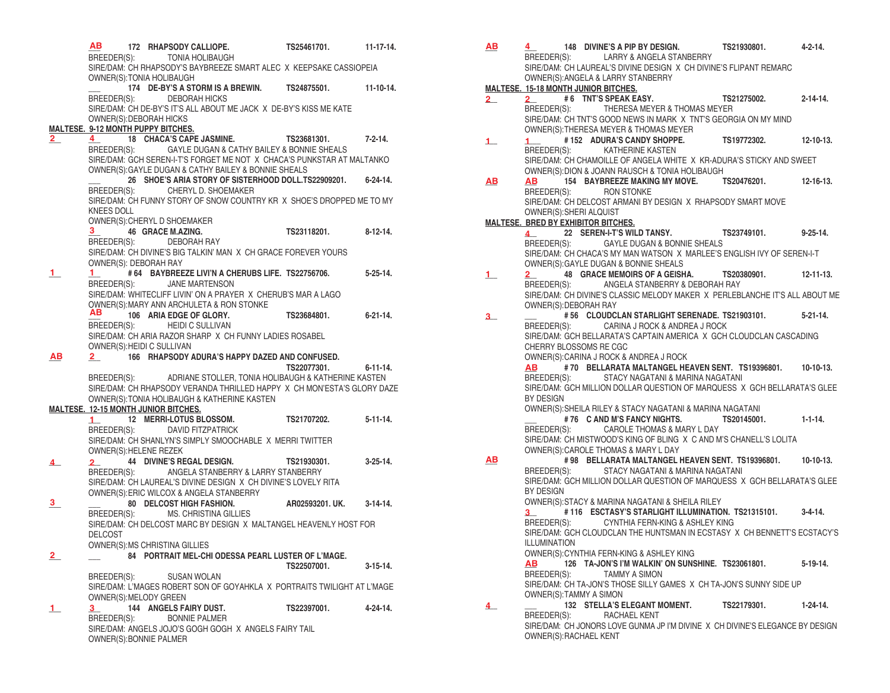AB 172 RHAPSODY CALLIOPE. TS25461701. 11-17-14.
BREEDER(S): TONIA HOLIBAUGH
SIRE/DAM: CH RHAPSODY'S BAYBREEZE SMART ALEC X KEEPSAKE CASSIOPEIA
OWNER(S):TONIA HOLIBAUGH

___ 174 DE-BY'S A STORM IS A BREWIN. TS24875501. 11-10-14.
BREEDER(S): DEBORAH HICKS
SIRE/DAM: CH DE-BY'S IT'S ALL ABOUT ME JACK X DE-BY'S KISS ME KATE
OWNER(S):DEBORAH HICKS

**MALTESE. 9-12 MONTH PUPPY BITCHES.**

2 4 18 CHACA'S CAPE JASMINE. TS23681301. 7-2-14.
BREEDER(S): GAYLE DUGAN & CATHY BAILEY & BONNIE SHEALS
SIRE/DAM: GCH SEREN-I-T'S FORGET ME NOT X CHACA'S PUNKSTAR AT MALTANKO
OWNER(S):GAYLE DUGAN & CATHY BAILEY & BONNIE SHEALS

___ 26 SHOE'S ARIA STORY OF SISTERHOOD DOLL.TS22909201. 6-24-14.
BREEDER(S): CHERYL D. SHOEMAKER
SIRE/DAM: CH FUNNY STORY OF SNOW COUNTRY KR X SHOE'S DROPPED ME TO MY KNEES DOLL
OWNER(S):CHERYL D SHOEMAKER

3 46 GRACE M.AZING. TS23118201. 8-12-14.
BREEDER(S): DEBORAH RAY
SIRE/DAM: CH DIVINE'S BIG TALKIN' MAN X CH GRACE FOREVER YOURS
OWNER(S): DEBORAH RAY

1 1 # 64 BAYBREEZE LIVI'N A CHERUBS LIFE. TS22756706. 5-25-14.
BREEDER(S): JANE MARTENSON
SIRE/DAM: WHITECLIFF LIVIN' ON A PRAYER X CHERUB'S MAR A LAGO
OWNER(S):MARY ANN ARCHULETA & RON STONKE

AB 106 ARIA EDGE OF GLORY. TS23684801. 6-21-14.
BREEDER(S): HEIDI C SULLIVAN
SIRE/DAM: CH ARIA RAZOR SHARP X CH FUNNY LADIES ROSABEL
OWNER(S):HEIDI C SULLIVAN

AB 2 166 RHAPSODY ADURA'S HAPPY DAZED AND CONFUSED. TS22077301. 6-11-14.
BREEDER(S): ADRIANE STOLLER, TONIA HOLIBAUGH & KATHERINE KASTEN
SIRE/DAM: CH RHAPSODY VERANDA THRILLED HAPPY X CH MON'ESTA'S GLORY DAZE
OWNER(S):TONIA HOLIBAUGH & KATHERINE KASTEN

**MALTESE. 12-15 MONTH JUNIOR BITCHES.**

1 12 MERRI-LOTUS BLOSSOM. TS21707202. 5-11-14.
BREEDER(S): DAVID FITZPATRICK
SIRE/DAM: CH SHANLYN'S SIMPLY SMOOCHABLE X MERRI TWITTER
OWNER(S):HELENE REZEK

4 2 44 DIVINE'S REGAL DESIGN. TS21930301. 3-25-14.
BREEDER(S): ANGELA STANBERRY & LARRY STANBERRY
SIRE/DAM: CH LAUREAL'S DIVINE DESIGN X CH DIVINE'S LOVELY RITA
OWNER(S):ERIC WILCOX & ANGELA STANBERRY

3 ___ 80 DELCOST HIGH FASHION. AR02593201. UK. 3-14-14.
BREEDER(S): MS. CHRISTINA GILLIES
SIRE/DAM: CH DELCOST MARC BY DESIGN X MALTANGEL HEAVENLY HOST FOR DELCOST
OWNER(S):MS CHRISTINA GILLIES

2 ___ 84 PORTRAIT MEL-CHI ODESSA PEARL LUSTER OF L'MAGE. TS22507001. 3-15-14.
BREEDER(S): SUSAN WOLAN
SIRE/DAM: L'MAGES ROBERT SON OF GOYAHKLA X PORTRAITS TWILIGHT AT L'MAGE
OWNER(S):MELODY GREEN

1 3 144 ANGELS FAIRY DUST. TS22397001. 4-24-14.
BREEDER(S): BONNIE PALMER
SIRE/DAM: ANGELS JOJO'S GOGH GOGH X ANGELS FAIRY TAIL
OWNER(S):BONNIE PALMER

AB 4 148 DIVINE'S A PIP BY DESIGN. TS21930801. 4-2-14.
BREEDER(S): LARRY & ANGELA STANBERRY
SIRE/DAM: CH LAUREAL'S DIVINE DESIGN X CH DIVINE'S FLIPANT REMARC
OWNER(S):ANGELA & LARRY STANBERRY

**MALTESE. 15-18 MONTH JUNIOR BITCHES.**

2 2 # 6 TNT'S SPEAK EASY. TS21275002. 2-14-14.
BREEDER(S): THERESA MEYER & THOMAS MEYER
SIRE/DAM: CH TNT'S GOOD NEWS IN MARK X TNT'S GEORGIA ON MY MIND
OWNER(S):THERESA MEYER & THOMAS MEYER

1 1 # 152 ADURA'S CANDY SHOPPE. TS19772302. 12-10-13.
BREEDER(S): KATHERINE KASTEN
SIRE/DAM: CH CHAMOILLE OF ANGELA WHITE X KR-ADURA'S STICKY AND SWEET
OWNER(S):DION & JOANN RAUSCH & TONIA HOLIBAUGH

AB AB 154 BAYBREEZE MAKING MY MOVE. TS20476201. 12-16-13.
BREEDER(S): RON STONKE
SIRE/DAM: CH DELCOST ARMANI BY DESIGN X RHAPSODY SMART MOVE
OWNER(S):SHERI ALQUIST

**MALTESE. BRED BY EXHIBITOR BITCHES.**

4 22 SEREN-I-T'S WILD TANSY. TS23749101. 9-25-14.
BREEDER(S): GAYLE DUGAN & BONNIE SHEALS
SIRE/DAM: CH CHACA'S MY MAN WATSON X MARLEE'S ENGLISH IVY OF SEREN-I-T
OWNER(S):GAYLE DUGAN & BONNIE SHEALS

1 2 48 GRACE MEMOIRS OF A GEISHA. TS20380901. 12-11-13.
BREEDER(S): ANGELA STANBERRY & DEBORAH RAY
SIRE/DAM: CH DIVINE'S CLASSIC MELODY MAKER X PERLEBLANCHE IT'S ALL ABOUT ME
OWNER(S):DEBORAH RAY

3 ___ # 56 CLOUDCLAN STARLIGHT SERENADE. TS21903101. 5-21-14.
BREEDER(S): CARINA J ROCK & ANDREA J ROCK
SIRE/DAM: GCH BELLARATA'S CAPTAIN AMERICA X GCH CLOUDCLAN CASCADING CHERRY BLOSSOMS RE CGC
OWNER(S):CARINA J ROCK & ANDREA J ROCK

AB # 70 BELLARATA MALTANGEL HEAVEN SENT. TS19396801. 10-10-13.
BREEDER(S): STACY NAGATANI & MARINA NAGATANI
SIRE/DAM: GCH MILLION DOLLAR QUESTION OF MARQUESS X GCH BELLARATA'S GLEE BY DESIGN
OWNER(S):SHEILA RILEY & STACY NAGATANI & MARINA NAGATANI

___ # 76 C AND M'S FANCY NIGHTS. TS20145001. 1-1-14.
BREEDER(S): CAROLE THOMAS & MARY L DAY
SIRE/DAM: CH MISTWOOD'S KING OF BLING X C AND M'S CHANELL'S LOLITA
OWNER(S):CAROLE THOMAS & MARY L DAY

AB # 98 BELLARATA MALTANGEL HEAVEN SENT. TS19396801. 10-10-13.
BREEDER(S): STACY NAGATANI & MARINA NAGATANI
SIRE/DAM: GCH MILLION DOLLAR QUESTION OF MARQUESS X GCH BELLARATA'S GLEE BY DESIGN
OWNER(S):STACY & MARINA NAGATANI & SHEILA RILEY

3 # 116 ESCTASY'S STARLIGHT ILLUMINATION. TS21315101. 3-4-14.
BREEDER(S): CYNTHIA FERN-KING & ASHLEY KING
SIRE/DAM: GCH CLOUDCLAN THE HUNTSMAN IN ECSTASY X CH BENNETT'S ECSTACY'S ILLUMINATION
OWNER(S):CYNTHIA FERN-KING & ASHLEY KING

AB 126 TA-JON'S I'M WALKIN' ON SUNSHINE. TS23061801. 5-19-14.
BREEDER(S): TAMMY A SIMON
SIRE/DAM: CH TA-JON'S THOSE SILLY GAMES X CH TA-JON'S SUNNY SIDE UP
OWNER(S):TAMMY A SIMON

4 ___ 132 STELLA'S ELEGANT MOMENT. TS22179301. 1-24-14.
BREEDER(S): RACHAEL KENT
SIRE/DAM: CH JONORS LOVE GUNMA JP I'M DIVINE X CH DIVINE'S ELEGANCE BY DESIGN
OWNER(S):RACHAEL KENT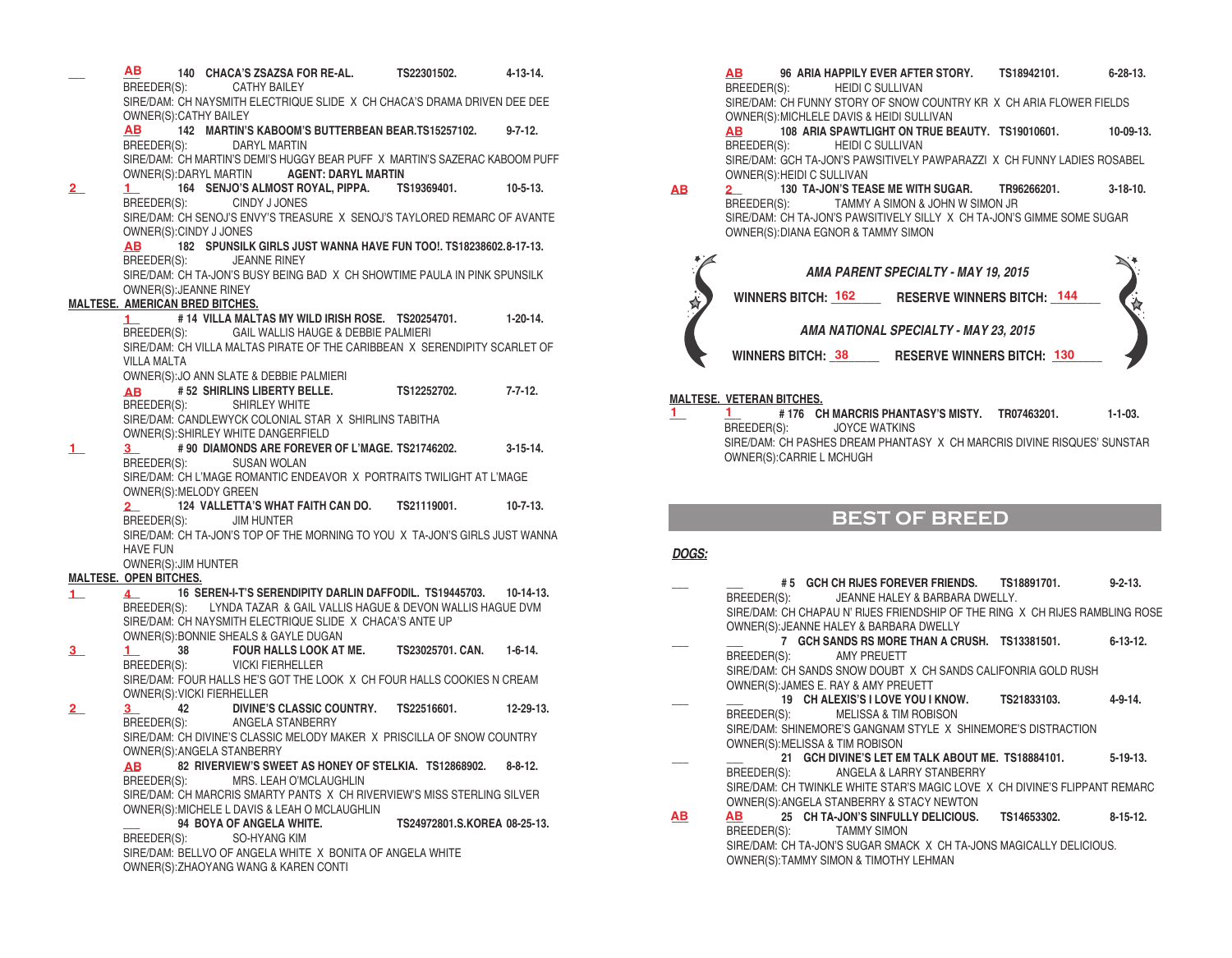___ **AB** 140 CHACA'S ZSAZSA FOR RE-AL. TS22301502. 4-13-14.
BREEDER(S): CATHY BAILEY
SIRE/DAM: CH NAYSMITH ELECTRIQUE SLIDE X CH CHACA'S DRAMA DRIVEN DEE DEE
OWNER(S):CATHY BAILEY

**AB** 142 MARTIN'S KABOOM'S BUTTERBEAN BEAR.TS15257102. 9-7-12.
BREEDER(S): DARYL MARTIN
SIRE/DAM: CH MARTIN'S DEMI'S HUGGY BEAR PUFF X MARTIN'S SAZERAC KABOOM PUFF
OWNER(S):DARYL MARTIN **AGENT: DARYL MARTIN**

**2** **1** 164 SENJO'S ALMOST ROYAL, PIPPA. TS19369401. 10-5-13.
BREEDER(S): CINDY J JONES
SIRE/DAM: CH SENOJ'S ENVY'S TREASURE X SENOJ'S TAYLORED REMARC OF AVANTE
OWNER(S):CINDY J JONES

**AB** 182 SPUNSILK GIRLS JUST WANNA HAVE FUN TOO!. TS18238602.8-17-13.
BREEDER(S): JEANNE RINEY
SIRE/DAM: CH TA-JON'S BUSY BEING BAD X CH SHOWTIME PAULA IN PINK SPUNSILK
OWNER(S):JEANNE RINEY

**MALTESE. AMERICAN BRED BITCHES.**

**1** # 14 VILLA MALTAS MY WILD IRISH ROSE. TS20254701. 1-20-14.
BREEDER(S): GAIL WALLIS HAUGE & DEBBIE PALMIERI
SIRE/DAM: CH VILLA MALTAS PIRATE OF THE CARIBBEAN X SERENDIPITY SCARLET OF VILLA MALTA
OWNER(S):JO ANN SLATE & DEBBIE PALMIERI

**AB** # 52 SHIRLINS LIBERTY BELLE. TS12252702. 7-7-12.
BREEDER(S): SHIRLEY WHITE
SIRE/DAM: CANDLEWYCK COLONIAL STAR X SHIRLINS TABITHA
OWNER(S):SHIRLEY WHITE DANGERFIELD

**1** **3** # 90 DIAMONDS ARE FOREVER OF L'MAGE. TS21746202. 3-15-14.
BREEDER(S): SUSAN WOLAN
SIRE/DAM: CH L'MAGE ROMANTIC ENDEAVOR X PORTRAITS TWILIGHT AT L'MAGE
OWNER(S):MELODY GREEN

**2** 124 VALLETTA'S WHAT FAITH CAN DO. TS21119001. 10-7-13.
BREEDER(S): JIM HUNTER
SIRE/DAM: CH TA-JON'S TOP OF THE MORNING TO YOU X TA-JON'S GIRLS JUST WANNA HAVE FUN
OWNER(S):JIM HUNTER

**MALTESE. OPEN BITCHES.**

**1** **4** 16 SEREN-I-T'S SERENDIPITY DARLIN DAFFODIL. TS19445703. 10-14-13.
BREEDER(S): LYNDA TAZAR & GAIL VALLIS HAGUE & DEVON WALLIS HAGUE DVM
SIRE/DAM: CH NAYSMITH ELECTRIQUE SLIDE X CHACA'S ANTE UP
OWNER(S):BONNIE SHEALS & GAYLE DUGAN

**3** **1** 38 FOUR HALLS LOOK AT ME. TS23025701. CAN. 1-6-14.
BREEDER(S): VICKI FIERHELLER
SIRE/DAM: FOUR HALLS HE'S GOT THE LOOK X CH FOUR HALLS COOKIES N CREAM
OWNER(S):VICKI FIERHELLER

**2** **3** 42 DIVINE'S CLASSIC COUNTRY. TS22516601. 12-29-13.
BREEDER(S): ANGELA STANBERRY
SIRE/DAM: CH DIVINE'S CLASSIC MELODY MAKER X PRISCILLA OF SNOW COUNTRY
OWNER(S):ANGELA STANBERRY

**AB** 82 RIVERVIEW'S SWEET AS HONEY OF STELKIA. TS12868902. 8-8-12.
BREEDER(S): MRS. LEAH O'MCLAUGHLIN
SIRE/DAM: CH MARCRIS SMARTY PANTS X CH RIVERVIEW'S MISS STERLING SILVER
OWNER(S):MICHELE L DAVIS & LEAH O MCLAUGHLIN

___ 94 BOYA OF ANGELA WHITE. TS24972801.S.KOREA 08-25-13.
BREEDER(S): SO-HYANG KIM
SIRE/DAM: BELLVO OF ANGELA WHITE X BONITA OF ANGELA WHITE
OWNER(S):ZHAOYANG WANG & KAREN CONTI

**AB** 96 ARIA HAPPILY EVER AFTER STORY. TS18942101. 6-28-13.
BREEDER(S): HEIDI C SULLIVAN
SIRE/DAM: CH FUNNY STORY OF SNOW COUNTRY KR X CH ARIA FLOWER FIELDS
OWNER(S):MICHLELE DAVIS & HEIDI SULLIVAN

**AB** 108 ARIA SPAWTLIGHT ON TRUE BEAUTY. TS19010601. 10-09-13.
BREEDER(S): HEIDI C SULLIVAN
SIRE/DAM: GCH TA-JON'S PAWSITIVELY PAWPARAZZI X CH FUNNY LADIES ROSABEL
OWNER(S):HEIDI C SULLIVAN

**AB** **2** 130 TA-JON'S TEASE ME WITH SUGAR. TR96266201. 3-18-10.
BREEDER(S): TAMMY A SIMON & JOHN W SIMON JR
SIRE/DAM: CH TA-JON'S PAWSITIVELY SILLY X CH TA-JON'S GIMME SOME SUGAR
OWNER(S):DIANA EGNOR & TAMMY SIMON

***AMA PARENT SPECIALTY - MAY 19, 2015***

**WINNERS BITCH: 162 RESERVE WINNERS BITCH: 144**

***AMA NATIONAL SPECIALTY - MAY 23, 2015***

**WINNERS BITCH: 38 RESERVE WINNERS BITCH: 130**

**MALTESE. VETERAN BITCHES.**

**1** **1** # 176 CH MARCRIS PHANTASY'S MISTY. TR07463201. 1-1-03.
BREEDER(S): JOYCE WATKINS
SIRE/DAM: CH PASHES DREAM PHANTASY X CH MARCRIS DIVINE RISQUES' SUNSTAR
OWNER(S):CARRIE L MCHUGH

## BEST OF BREED

***DOGS:***

___ ___ # 5 GCH CH RIJES FOREVER FRIENDS. TS18891701. 9-2-13.
BREEDER(S): JEANNE HALEY & BARBARA DWELLY.
SIRE/DAM: CH CHAPAU N' RIJES FRIENDSHIP OF THE RING X CH RIJES RAMBLING ROSE
OWNER(S):JEANNE HALEY & BARBARA DWELLY

___ ___ 7 GCH SANDS RS MORE THAN A CRUSH. TS13381501. 6-13-12.
BREEDER(S): AMY PREUETT
SIRE/DAM: CH SANDS SNOW DOUBT X CH SANDS CALIFONRIA GOLD RUSH
OWNER(S):JAMES E. RAY & AMY PREUETT

___ ___ 19 CH ALEXIS'S I LOVE YOU I KNOW. TS21833103. 4-9-14.
BREEDER(S): MELISSA & TIM ROBISON
SIRE/DAM: SHINEMORE'S GANGNAM STYLE X SHINEMORE'S DISTRACTION
OWNER(S):MELISSA & TIM ROBISON

___ ___ 21 GCH DIVINE'S LET EM TALK ABOUT ME. TS18884101. 5-19-13.
BREEDER(S): ANGELA & LARRY STANBERRY
SIRE/DAM: CH TWINKLE WHITE STAR'S MAGIC LOVE X CH DIVINE'S FLIPPANT REMARC
OWNER(S):ANGELA STANBERRY & STACY NEWTON

**AB** **AB** 25 CH TA-JON'S SINFULLY DELICIOUS. TS14653302. 8-15-12.
BREEDER(S): TAMMY SIMON
SIRE/DAM: CH TA-JON'S SUGAR SMACK X CH TA-JONS MAGICALLY DELICIOUS.
OWNER(S):TAMMY SIMON & TIMOTHY LEHMAN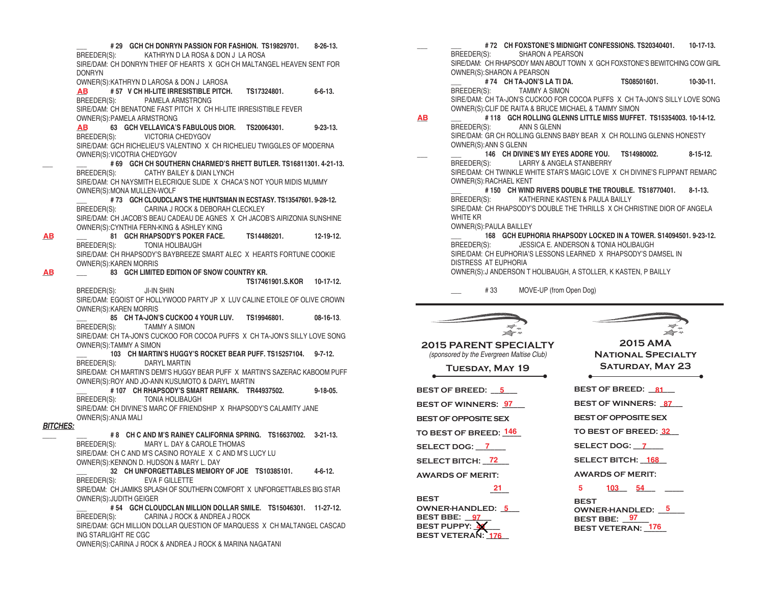___ # 29 GCH CH DONRYN PASSION FOR FASHION. TS19829701. 8-26-13.
BREEDER(S): KATHRYN D LA ROSA & DON J LA ROSA
SIRE/DAM: CH DONRYN THIEF OF HEARTS X GCH CH MALTANGEL HEAVEN SENT FOR DONRYN
OWNER(S):KATHRYN D LAROSA & DON J LAROSA

AB # 57 V CH HI-LITE IRRESISTIBLE PITCH. TS17324801. 6-6-13.
BREEDER(S): PAMELA ARMSTRONG
SIRE/DAM: CH BENATONE FAST PITCH X CH HI-LITE IRRESISTIBLE FEVER
OWNER(S):PAMELA ARMSTRONG

AB 63 GCH VELLAVICA'S FABULOUS DIOR. TS20064301. 9-23-13.
BREEDER(S): VICTORIA CHEDYGOV
SIRE/DAM: GCH RICHELIEU'S VALENTINO X CH RICHELIEU TWIGGLES OF MODERNA
OWNER(S):VICOTRIA CHEDYGOV

___ ___ # 69 GCH CH SOUTHERN CHARMED'S RHETT BUTLER. TS16811301. 4-21-13.
BREEDER(S): CATHY BAILEY & DIAN LYNCH
SIRE/DAM: CH NAYSMITH ELECRIQUE SLIDE X CHACA'S NOT YOUR MIDIS MUMMY
OWNER(S):MONA MULLEN-WOLF

___ # 73 GCH CLOUDCLAN'S THE HUNTSMAN IN ECSTASY. TS13547601. 9-28-12.
BREEDER(S): CARINA J ROCK & DEBORAH CLECKLEY
SIRE/DAM: CH JACOB'S BEAU CADEAU DE AGNES X CH JACOB'S AIRIZONIA SUNSHINE
OWNER(S):CYNTHIA FERN-KING & ASHLEY KING

AB ___ 81 GCH RHAPSODY'S POKER FACE. TS14486201. 12-19-12.
BREEDER(S): TONIA HOLIBAUGH
SIRE/DAM: CH RHAPSODY'S BAYBREEZE SMART ALEC X HEARTS FORTUNE COOKIE
OWNER(S):KAREN MORRIS

AB ___ 83 GCH LIMITED EDITION OF SNOW COUNTRY KR. TS17461901.S.KOR 10-17-12.
BREEDER(S): JI-IN SHIN
SIRE/DAM: EGOIST OF HOLLYWOOD PARTY JP X LUV CALINE ETOILE OF OLIVE CROWN
OWNER(S):KAREN MORRIS

___ 85 CH TA-JON'S CUCKOO 4 YOUR LUV. TS19946801. 08-16-13.
BREEDER(S): TAMMY A SIMON
SIRE/DAM: CH TA-JON'S CUCKOO FOR COCOA PUFFS X CH TA-JON'S SILLY LOVE SONG
OWNER(S):TAMMY A SIMON

___ 103 CH MARTIN'S HUGGY'S ROCKET BEAR PUFF. TS15257104. 9-7-12.
BREEDER(S): DARYL MARTIN
SIRE/DAM: CH MARTIN'S DEMI'S HUGGY BEAR PUFF X MARTIN'S SAZERAC KABOOM PUFF
OWNER(S):ROY AND JO-ANN KUSUMOTO & DARYL MARTIN

___ # 107 CH RHAPSODY'S SMART REMARK. TR44937502. 9-18-05.
BREEDER(S): TONIA HOLIBAUGH
SIRE/DAM: CH DIVINE'S MARC OF FRIENDSHIP X RHAPSODY'S CALAMITY JANE
OWNER(S):ANJA MALI

***BITCHES:***

___ ___ # 8 CH C AND M'S RAINEY CALIFORNIA SPRING. TS16637002. 3-21-13.
BREEDER(S): MARY L. DAY & CAROLE THOMAS
SIRE/DAM: CH C AND M'S CASINO ROYALE X C AND M'S LUCY LU
OWNER(S):KENNON D. HUDSON & MARY L. DAY

___ 32 CH UNFORGETTABLES MEMORY OF JOE TS10385101. 4-6-12.
BREEDER(S): EVA F GILLETTE
SIRE/DAM: CH JAMIKS SPLASH OF SOUTHERN COMFORT X UNFORGETTABLES BIG STAR
OWNER(S):JUDITH GEIGER

___ # 54 GCH CLOUDCLAN MILLION DOLLAR SMILE. TS15046301. 11-27-12.
BREEDER(S): CARINA J ROCK & ANDREA J ROCK
SIRE/DAM: GCH MILLION DOLLAR QUESTION OF MARQUESS X CH MALTANGEL CASCADING STARLIGHT RE CGC
OWNER(S):CARINA J ROCK & ANDREA J ROCK & MARINA NAGATANI

___ ___ # 72 CH FOXSTONE'S MIDNIGHT CONFESSIONS. TS20340401. 10-17-13.
BREEDER(S): SHARON A PEARSON
SIRE/DAM: CH RHAPSODY MAN ABOUT TOWN X GCH FOXSTONE'S BEWITCHING COW GIRL
OWNER(S):SHARON A PEARSON

___ # 74 CH TA-JON'S LA TI DA. TS08501601. 10-30-11.
BREEDER(S): TAMMY A SIMON
SIRE/DAM: CH TA-JON'S CUCKOO FOR COCOA PUFFS X CH TA-JON'S SILLY LOVE SONG
OWNER(S):CLIF DE RAITA & BRUCE MICHAEL & TAMMY SIMON

AB ___ # 118 GCH ROLLING GLENNS LITTLE MISS MUFFET. TS15354003. 10-14-12.
BREEDER(S): ANN S GLENN
SIRE/DAM: GR CH ROLLING GLENNS BABY BEAR X CH ROLLING GLENNS HONESTY
OWNER(S):ANN S GLENN

___ ___ 146 CH DIVINE'S MY EYES ADORE YOU. TS14980002. 8-15-12.
BREEDER(S): LARRY & ANGELA STANBERRY
SIRE/DAM: CH TWINKLE WHITE STAR'S MAGIC LOVE X CH DIVINE'S FLIPPANT REMARC
OWNER(S):RACHAEL KENT

___ # 150 CH WIND RIVERS DOUBLE THE TROUBLE. TS18770401. 8-1-13.
BREEDER(S): KATHERINE KASTEN & PAULA BAILLY
SIRE/DAM: CH RHAPSODY'S DOUBLE THE THRILLS X CH CHRISTINE DIOR OF ANGELA WHITE KR
OWNER(S):PAULA BAILLEY

___ 168 GCH EUPHORIA RHAPSODY LOCKED IN A TOWER. S14094501. 9-23-12.
BREEDER(S): JESSICA E. ANDERSON & TONIA HOLIBAUGH
SIRE/DAM: CH EUPHORIA'S LESSONS LEARNED X RHAPSODY'S DAMSEL IN DISTRESS AT EUPHORIA
OWNER(S):J ANDERSON T HOLIBAUGH, A STOLLER, K KASTEN, P BAILLY

___ # 33 MOVE-UP (from Open Dog)

## 2015 PARENT SPECIALTY

*(sponsored by the Evergreen Maltise Club)*

**TUESDAY, MAY 19**

BEST OF BREED: 5
BEST OF WINNERS: 97
BEST OF OPPOSITE SEX
TO BEST OF BREED: 146
SELECT DOG: 7
SELECT BITCH: 72
AWARDS OF MERIT: 21
BEST OWNER-HANDLED: 5
BEST BBE: 97
BEST PUPPY: ~~97~~
BEST VETERAN: 176

## 2015 AMA NATIONAL SPECIALTY

**SATURDAY, MAY 23**

BEST OF BREED: 81
BEST OF WINNERS: 87
BEST OF OPPOSITE SEX
TO BEST OF BREED: 32
SELECT DOG: 7
SELECT BITCH: 168
AWARDS OF MERIT: 5 103 54 ___
BEST OWNER-HANDLED: 5
BEST BBE: 97
BEST VETERAN: 176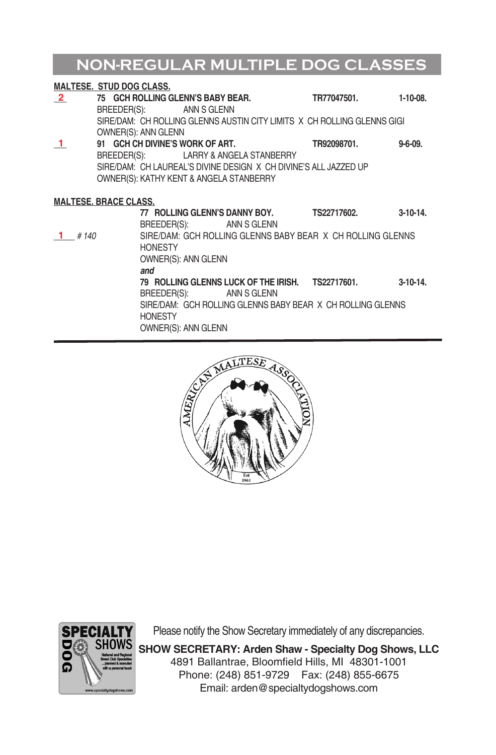# NON-REGULAR MULTIPLE DOG CLASSES

**MALTESE. STUD DOG CLASS.**

**2** 75 **GCH ROLLING GLENN'S BABY BEAR.** **TR77047501.** **1-10-08.**
BREEDER(S): ANN S GLENN
SIRE/DAM: CH ROLLING GLENNS AUSTIN CITY LIMITS X CH ROLLING GLENNS GIGI
OWNER(S): ANN GLENN

**1** 91 **GCH CH DIVINE'S WORK OF ART.** **TR92098701.** **9-6-09.**
BREEDER(S): LARRY & ANGELA STANBERRY
SIRE/DAM: CH LAUREAL'S DIVINE DESIGN X CH DIVINE'S ALL JAZZED UP
OWNER(S): KATHY KENT & ANGELA STANBERRY

**MALTESE. BRACE CLASS.**

**1** *# 140*

**77 ROLLING GLENN'S DANNY BOY.** **TS22717602.** **3-10-14.**
BREEDER(S): ANN S GLENN
SIRE/DAM: GCH ROLLING GLENNS BABY BEAR X CH ROLLING GLENNS HONESTY
OWNER(S): ANN GLENN

***and***

**79 ROLLING GLENNS LUCK OF THE IRISH.** **TS22717601.** **3-10-14.**
BREEDER(S): ANN S GLENN
SIRE/DAM: GCH ROLLING GLENNS BABY BEAR X CH ROLLING GLENNS HONESTY
OWNER(S): ANN GLENN

AMERICAN MALTESE ASSOCIATION
Est 1961

Please notify the Show Secretary immediately of any discrepancies.

**SHOW SECRETARY: Arden Shaw - Specialty Dog Shows, LLC**
4891 Ballantrae, Bloomfield Hills, MI 48301-1001
Phone: (248) 851-9729 Fax: (248) 855-6675
Email: arden@specialtydogshows.com